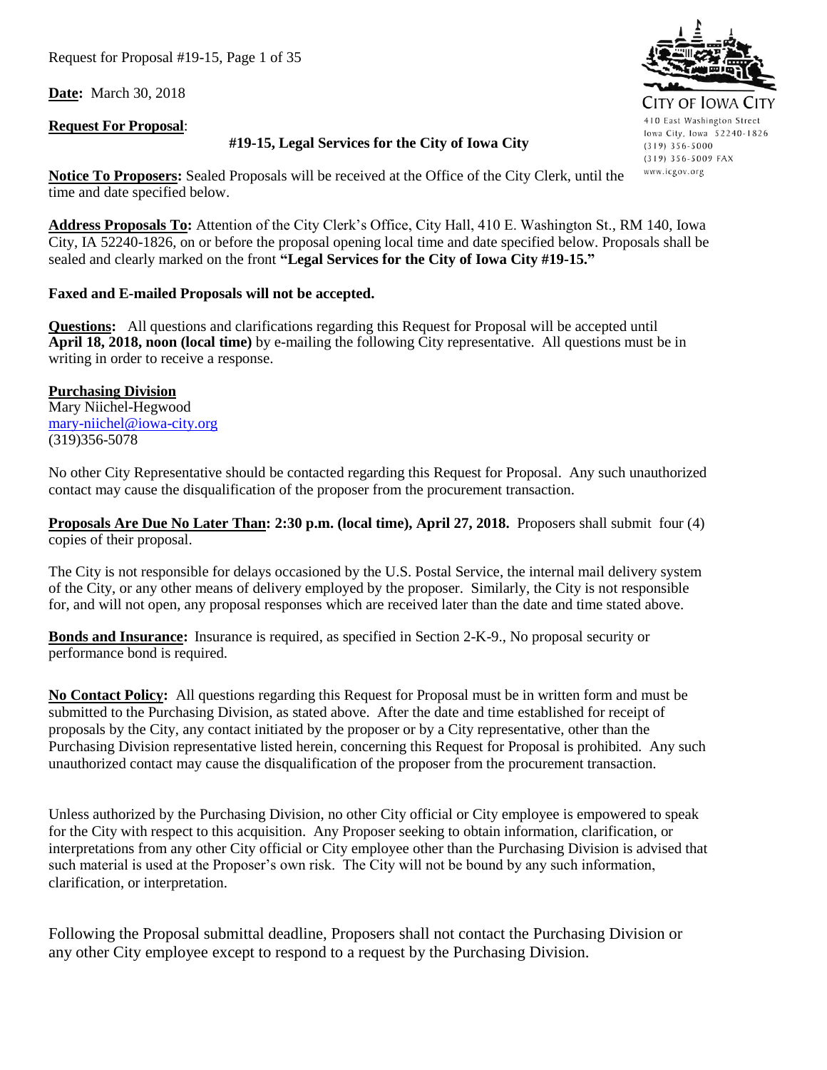**Date:** March 30, 2018

CITY OF IOWA CITY
410 East Washington Street
Iowa City, Iowa 52240-1826
(319) 356-5000
(319) 356-5009 FAX
www.icgov.org

**Request For Proposal**:

**#19-15, Legal Services for the City of Iowa City**

**Notice To Proposers:** Sealed Proposals will be received at the Office of the City Clerk, until the time and date specified below.

**Address Proposals To:** Attention of the City Clerk's Office, City Hall, 410 E. Washington St., RM 140, Iowa City, IA 52240-1826, on or before the proposal opening local time and date specified below. Proposals shall be sealed and clearly marked on the front **"Legal Services for the City of Iowa City #19-15."**

**Faxed and E-mailed Proposals will not be accepted.**

**Questions:** All questions and clarifications regarding this Request for Proposal will be accepted until **April 18, 2018, noon (local time)** by e-mailing the following City representative. All questions must be in writing in order to receive a response.

**Purchasing Division**
Mary Niichel-Hegwood
mary-niichel@iowa-city.org
(319)356-5078

No other City Representative should be contacted regarding this Request for Proposal. Any such unauthorized contact may cause the disqualification of the proposer from the procurement transaction.

**Proposals Are Due No Later Than: 2:30 p.m. (local time), April 27, 2018.** Proposers shall submit four (4) copies of their proposal.

The City is not responsible for delays occasioned by the U.S. Postal Service, the internal mail delivery system of the City, or any other means of delivery employed by the proposer. Similarly, the City is not responsible for, and will not open, any proposal responses which are received later than the date and time stated above.

**Bonds and Insurance:** Insurance is required, as specified in Section 2-K-9., No proposal security or performance bond is required.

**No Contact Policy:** All questions regarding this Request for Proposal must be in written form and must be submitted to the Purchasing Division, as stated above. After the date and time established for receipt of proposals by the City, any contact initiated by the proposer or by a City representative, other than the Purchasing Division representative listed herein, concerning this Request for Proposal is prohibited. Any such unauthorized contact may cause the disqualification of the proposer from the procurement transaction.

Unless authorized by the Purchasing Division, no other City official or City employee is empowered to speak for the City with respect to this acquisition. Any Proposer seeking to obtain information, clarification, or interpretations from any other City official or City employee other than the Purchasing Division is advised that such material is used at the Proposer's own risk. The City will not be bound by any such information, clarification, or interpretation.

Following the Proposal submittal deadline, Proposers shall not contact the Purchasing Division or any other City employee except to respond to a request by the Purchasing Division.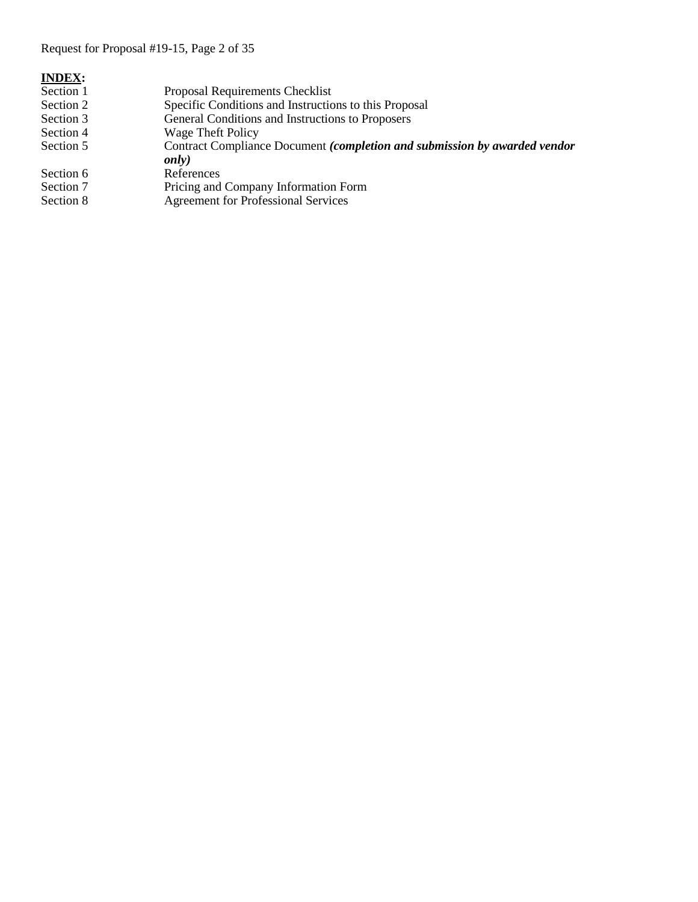**INDEX:**

| | |
|---|---|
| Section 1 | Proposal Requirements Checklist |
| Section 2 | Specific Conditions and Instructions to this Proposal |
| Section 3 | General Conditions and Instructions to Proposers |
| Section 4 | Wage Theft Policy |
| Section 5 | Contract Compliance Document ***(completion and submission by awarded vendor only)*** |
| Section 6 | References |
| Section 7 | Pricing and Company Information Form |
| Section 8 | Agreement for Professional Services |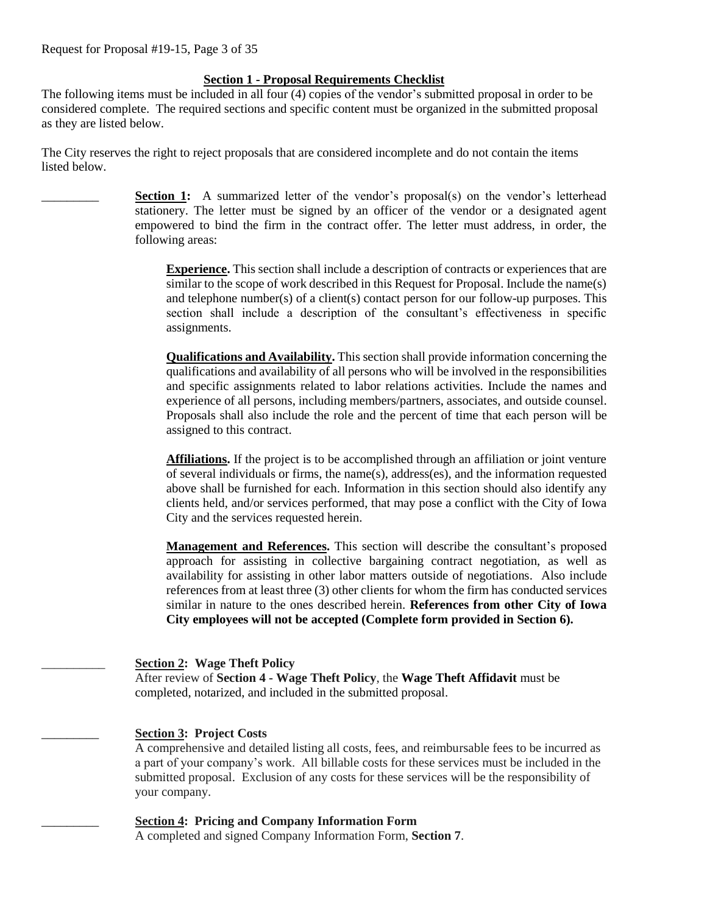## Section 1 - Proposal Requirements Checklist

The following items must be included in all four (4) copies of the vendor's submitted proposal in order to be considered complete. The required sections and specific content must be organized in the submitted proposal as they are listed below.

The City reserves the right to reject proposals that are considered incomplete and do not contain the items listed below.

_________ **Section 1:** A summarized letter of the vendor's proposal(s) on the vendor's letterhead stationery. The letter must be signed by an officer of the vendor or a designated agent empowered to bind the firm in the contract offer. The letter must address, in order, the following areas:

> **Experience.** This section shall include a description of contracts or experiences that are similar to the scope of work described in this Request for Proposal. Include the name(s) and telephone number(s) of a client(s) contact person for our follow-up purposes. This section shall include a description of the consultant's effectiveness in specific assignments.
>
> **Qualifications and Availability.** This section shall provide information concerning the qualifications and availability of all persons who will be involved in the responsibilities and specific assignments related to labor relations activities. Include the names and experience of all persons, including members/partners, associates, and outside counsel. Proposals shall also include the role and the percent of time that each person will be assigned to this contract.
>
> **Affiliations.** If the project is to be accomplished through an affiliation or joint venture of several individuals or firms, the name(s), address(es), and the information requested above shall be furnished for each. Information in this section should also identify any clients held, and/or services performed, that may pose a conflict with the City of Iowa City and the services requested herein.
>
> **Management and References.** This section will describe the consultant's proposed approach for assisting in collective bargaining contract negotiation, as well as availability for assisting in other labor matters outside of negotiations. Also include references from at least three (3) other clients for whom the firm has conducted services similar in nature to the ones described herein. **References from other City of Iowa City employees will not be accepted (Complete form provided in Section 6).**

__________ **Section 2: Wage Theft Policy**
After review of **Section 4 - Wage Theft Policy**, the **Wage Theft Affidavit** must be completed, notarized, and included in the submitted proposal.

_________ **Section 3: Project Costs**
A comprehensive and detailed listing all costs, fees, and reimbursable fees to be incurred as a part of your company's work. All billable costs for these services must be included in the submitted proposal. Exclusion of any costs for these services will be the responsibility of your company.

_________ **Section 4: Pricing and Company Information Form**
A completed and signed Company Information Form, **Section 7**.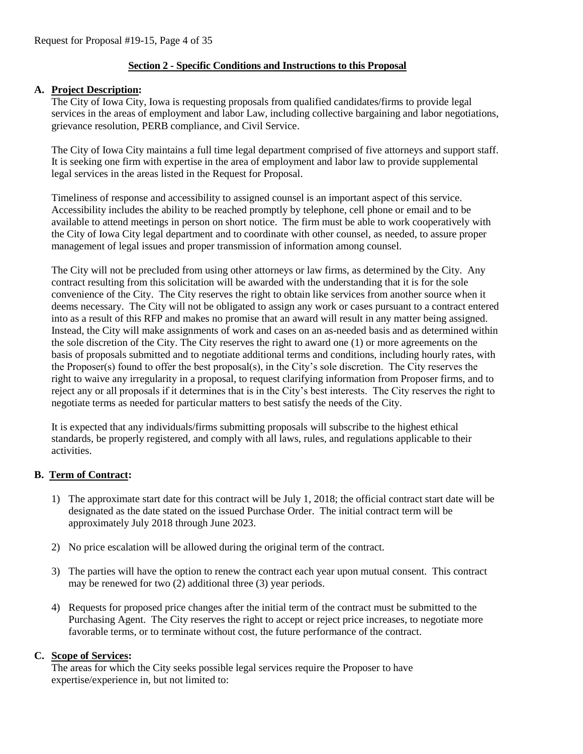## Section 2 - Specific Conditions and Instructions to this Proposal

### A. Project Description:

The City of Iowa City, Iowa is requesting proposals from qualified candidates/firms to provide legal services in the areas of employment and labor Law, including collective bargaining and labor negotiations, grievance resolution, PERB compliance, and Civil Service.

The City of Iowa City maintains a full time legal department comprised of five attorneys and support staff. It is seeking one firm with expertise in the area of employment and labor law to provide supplemental legal services in the areas listed in the Request for Proposal.

Timeliness of response and accessibility to assigned counsel is an important aspect of this service. Accessibility includes the ability to be reached promptly by telephone, cell phone or email and to be available to attend meetings in person on short notice. The firm must be able to work cooperatively with the City of Iowa City legal department and to coordinate with other counsel, as needed, to assure proper management of legal issues and proper transmission of information among counsel.

The City will not be precluded from using other attorneys or law firms, as determined by the City. Any contract resulting from this solicitation will be awarded with the understanding that it is for the sole convenience of the City. The City reserves the right to obtain like services from another source when it deems necessary. The City will not be obligated to assign any work or cases pursuant to a contract entered into as a result of this RFP and makes no promise that an award will result in any matter being assigned. Instead, the City will make assignments of work and cases on an as-needed basis and as determined within the sole discretion of the City. The City reserves the right to award one (1) or more agreements on the basis of proposals submitted and to negotiate additional terms and conditions, including hourly rates, with the Proposer(s) found to offer the best proposal(s), in the City's sole discretion. The City reserves the right to waive any irregularity in a proposal, to request clarifying information from Proposer firms, and to reject any or all proposals if it determines that is in the City's best interests. The City reserves the right to negotiate terms as needed for particular matters to best satisfy the needs of the City.

It is expected that any individuals/firms submitting proposals will subscribe to the highest ethical standards, be properly registered, and comply with all laws, rules, and regulations applicable to their activities.

### B. Term of Contract:

1) The approximate start date for this contract will be July 1, 2018; the official contract start date will be designated as the date stated on the issued Purchase Order. The initial contract term will be approximately July 2018 through June 2023.

2) No price escalation will be allowed during the original term of the contract.

3) The parties will have the option to renew the contract each year upon mutual consent. This contract may be renewed for two (2) additional three (3) year periods.

4) Requests for proposed price changes after the initial term of the contract must be submitted to the Purchasing Agent. The City reserves the right to accept or reject price increases, to negotiate more favorable terms, or to terminate without cost, the future performance of the contract.

### C. Scope of Services:

The areas for which the City seeks possible legal services require the Proposer to have expertise/experience in, but not limited to: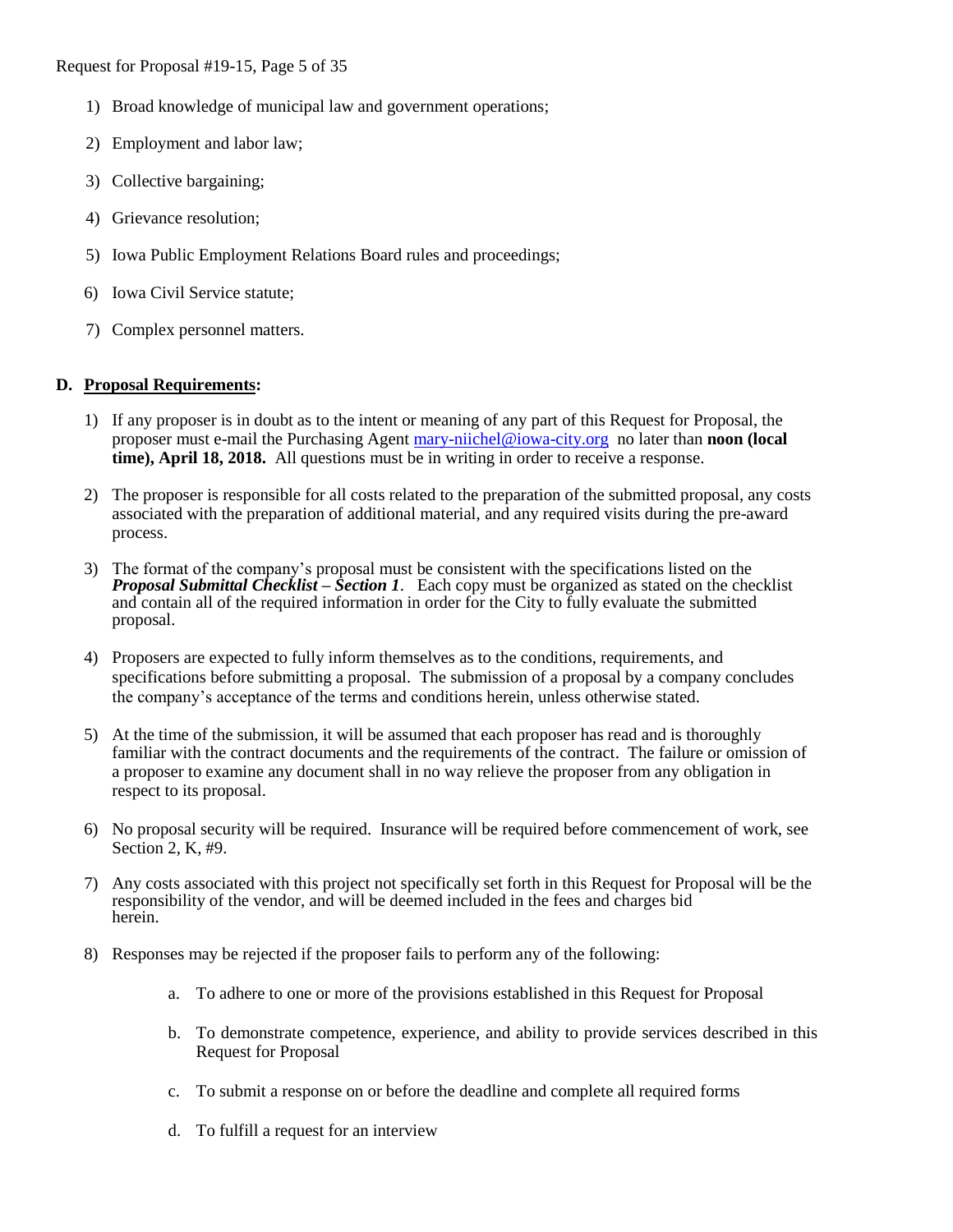1) Broad knowledge of municipal law and government operations;
2) Employment and labor law;
3) Collective bargaining;
4) Grievance resolution;
5) Iowa Public Employment Relations Board rules and proceedings;
6) Iowa Civil Service statute;
7) Complex personnel matters.

**D. <u>Proposal Requirements</u>:**

1) If any proposer is in doubt as to the intent or meaning of any part of this Request for Proposal, the proposer must e-mail the Purchasing Agent [mary-niichel@iowa-city.org](mailto:mary-niichel@iowa-city.org) no later than **noon (local time), April 18, 2018.** All questions must be in writing in order to receive a response.

2) The proposer is responsible for all costs related to the preparation of the submitted proposal, any costs associated with the preparation of additional material, and any required visits during the pre-award process.

3) The format of the company's proposal must be consistent with the specifications listed on the ***Proposal Submittal Checklist – Section 1***. Each copy must be organized as stated on the checklist and contain all of the required information in order for the City to fully evaluate the submitted proposal.

4) Proposers are expected to fully inform themselves as to the conditions, requirements, and specifications before submitting a proposal. The submission of a proposal by a company concludes the company's acceptance of the terms and conditions herein, unless otherwise stated.

5) At the time of the submission, it will be assumed that each proposer has read and is thoroughly familiar with the contract documents and the requirements of the contract. The failure or omission of a proposer to examine any document shall in no way relieve the proposer from any obligation in respect to its proposal.

6) No proposal security will be required. Insurance will be required before commencement of work, see Section 2, K, #9.

7) Any costs associated with this project not specifically set forth in this Request for Proposal will be the responsibility of the vendor, and will be deemed included in the fees and charges bid herein.

8) Responses may be rejected if the proposer fails to perform any of the following:

   a. To adhere to one or more of the provisions established in this Request for Proposal

   b. To demonstrate competence, experience, and ability to provide services described in this Request for Proposal

   c. To submit a response on or before the deadline and complete all required forms

   d. To fulfill a request for an interview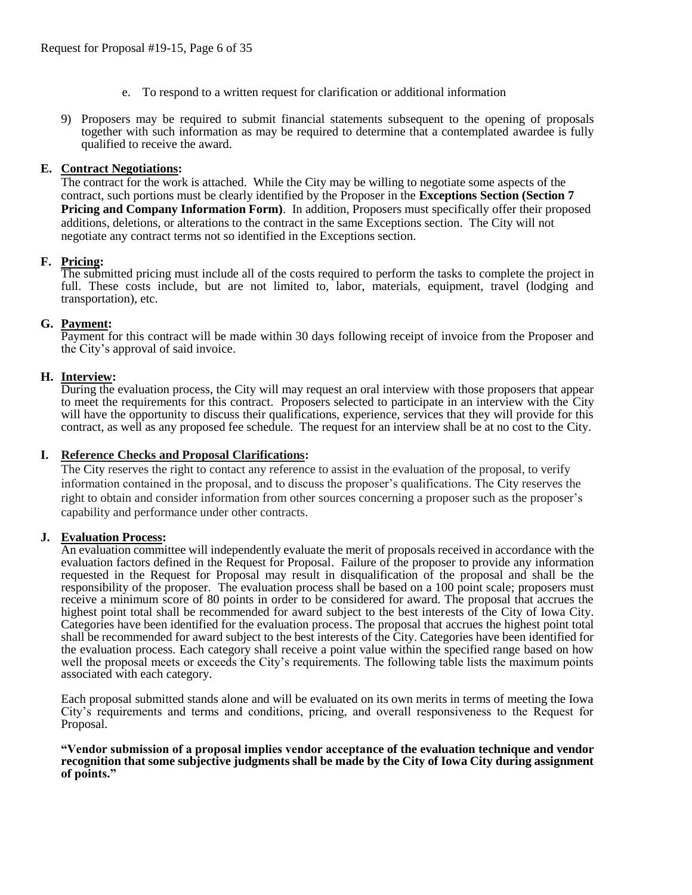e. To respond to a written request for clarification or additional information

9) Proposers may be required to submit financial statements subsequent to the opening of proposals together with such information as may be required to determine that a contemplated awardee is fully qualified to receive the award.

**E. Contract Negotiations:**

The contract for the work is attached. While the City may be willing to negotiate some aspects of the contract, such portions must be clearly identified by the Proposer in the **Exceptions Section (Section 7 Pricing and Company Information Form)**. In addition, Proposers must specifically offer their proposed additions, deletions, or alterations to the contract in the same Exceptions section. The City will not negotiate any contract terms not so identified in the Exceptions section.

**F. Pricing:**

The submitted pricing must include all of the costs required to perform the tasks to complete the project in full. These costs include, but are not limited to, labor, materials, equipment, travel (lodging and transportation), etc.

**G. Payment:**

Payment for this contract will be made within 30 days following receipt of invoice from the Proposer and the City's approval of said invoice.

**H. Interview:**

During the evaluation process, the City will may request an oral interview with those proposers that appear to meet the requirements for this contract. Proposers selected to participate in an interview with the City will have the opportunity to discuss their qualifications, experience, services that they will provide for this contract, as well as any proposed fee schedule. The request for an interview shall be at no cost to the City.

**I. Reference Checks and Proposal Clarifications:**

The City reserves the right to contact any reference to assist in the evaluation of the proposal, to verify information contained in the proposal, and to discuss the proposer's qualifications. The City reserves the right to obtain and consider information from other sources concerning a proposer such as the proposer's capability and performance under other contracts.

**J. Evaluation Process:**

An evaluation committee will independently evaluate the merit of proposals received in accordance with the evaluation factors defined in the Request for Proposal. Failure of the proposer to provide any information requested in the Request for Proposal may result in disqualification of the proposal and shall be the responsibility of the proposer. The evaluation process shall be based on a 100 point scale; proposers must receive a minimum score of 80 points in order to be considered for award. The proposal that accrues the highest point total shall be recommended for award subject to the best interests of the City of Iowa City. Categories have been identified for the evaluation process. The proposal that accrues the highest point total shall be recommended for award subject to the best interests of the City. Categories have been identified for the evaluation process. Each category shall receive a point value within the specified range based on how well the proposal meets or exceeds the City's requirements. The following table lists the maximum points associated with each category.

Each proposal submitted stands alone and will be evaluated on its own merits in terms of meeting the Iowa City's requirements and terms and conditions, pricing, and overall responsiveness to the Request for Proposal.

**"Vendor submission of a proposal implies vendor acceptance of the evaluation technique and vendor recognition that some subjective judgments shall be made by the City of Iowa City during assignment of points."**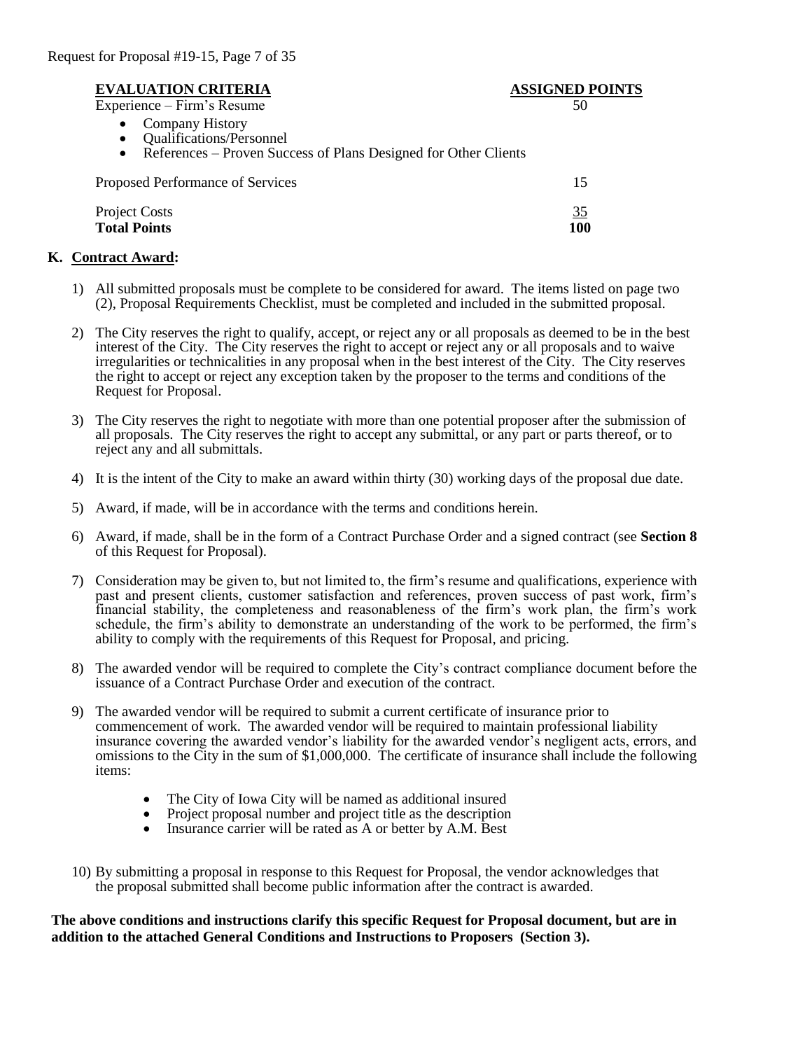| EVALUATION CRITERIA | ASSIGNED POINTS |
|---|---|
| Experience – Firm's Resume<br>• Company History<br>• Qualifications/Personnel<br>• References – Proven Success of Plans Designed for Other Clients | 50 |
| Proposed Performance of Services | 15 |
| Project Costs | 35 |
| **Total Points** | **100** |

## K. Contract Award:

1) All submitted proposals must be complete to be considered for award. The items listed on page two (2), Proposal Requirements Checklist, must be completed and included in the submitted proposal.

2) The City reserves the right to qualify, accept, or reject any or all proposals as deemed to be in the best interest of the City. The City reserves the right to accept or reject any or all proposals and to waive irregularities or technicalities in any proposal when in the best interest of the City. The City reserves the right to accept or reject any exception taken by the proposer to the terms and conditions of the Request for Proposal.

3) The City reserves the right to negotiate with more than one potential proposer after the submission of all proposals. The City reserves the right to accept any submittal, or any part or parts thereof, or to reject any and all submittals.

4) It is the intent of the City to make an award within thirty (30) working days of the proposal due date.

5) Award, if made, will be in accordance with the terms and conditions herein.

6) Award, if made, shall be in the form of a Contract Purchase Order and a signed contract (see **Section 8** of this Request for Proposal).

7) Consideration may be given to, but not limited to, the firm's resume and qualifications, experience with past and present clients, customer satisfaction and references, proven success of past work, firm's financial stability, the completeness and reasonableness of the firm's work plan, the firm's work schedule, the firm's ability to demonstrate an understanding of the work to be performed, the firm's ability to comply with the requirements of this Request for Proposal, and pricing.

8) The awarded vendor will be required to complete the City's contract compliance document before the issuance of a Contract Purchase Order and execution of the contract.

9) The awarded vendor will be required to submit a current certificate of insurance prior to commencement of work. The awarded vendor will be required to maintain professional liability insurance covering the awarded vendor's liability for the awarded vendor's negligent acts, errors, and omissions to the City in the sum of $1,000,000. The certificate of insurance shall include the following items:

   - The City of Iowa City will be named as additional insured
   - Project proposal number and project title as the description
   - Insurance carrier will be rated as A or better by A.M. Best

10) By submitting a proposal in response to this Request for Proposal, the vendor acknowledges that the proposal submitted shall become public information after the contract is awarded.

**The above conditions and instructions clarify this specific Request for Proposal document, but are in addition to the attached General Conditions and Instructions to Proposers (Section 3).**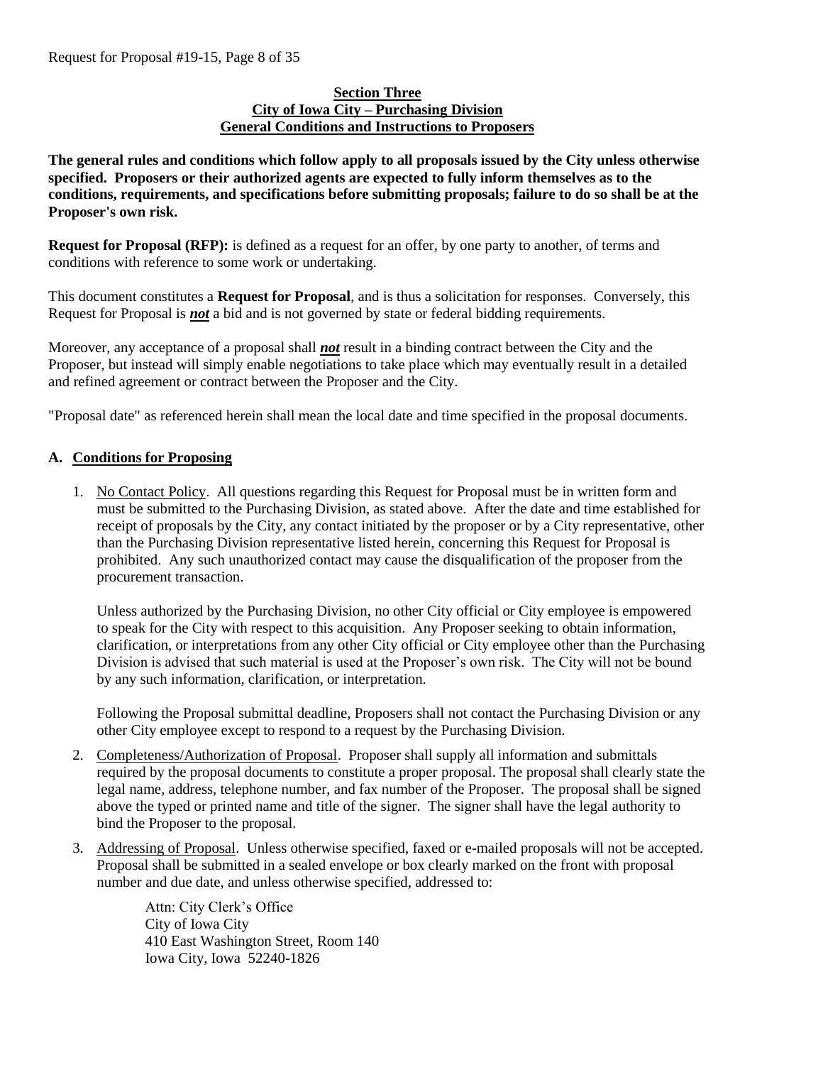## Section Three
## City of Iowa City – Purchasing Division
## General Conditions and Instructions to Proposers

**The general rules and conditions which follow apply to all proposals issued by the City unless otherwise specified. Proposers or their authorized agents are expected to fully inform themselves as to the conditions, requirements, and specifications before submitting proposals; failure to do so shall be at the Proposer's own risk.**

**Request for Proposal (RFP):** is defined as a request for an offer, by one party to another, of terms and conditions with reference to some work or undertaking.

This document constitutes a **Request for Proposal**, and is thus a solicitation for responses. Conversely, this Request for Proposal is ***not*** a bid and is not governed by state or federal bidding requirements.

Moreover, any acceptance of a proposal shall ***not*** result in a binding contract between the City and the Proposer, but instead will simply enable negotiations to take place which may eventually result in a detailed and refined agreement or contract between the Proposer and the City.

"Proposal date" as referenced herein shall mean the local date and time specified in the proposal documents.

### A. Conditions for Proposing

1. No Contact Policy. All questions regarding this Request for Proposal must be in written form and must be submitted to the Purchasing Division, as stated above. After the date and time established for receipt of proposals by the City, any contact initiated by the proposer or by a City representative, other than the Purchasing Division representative listed herein, concerning this Request for Proposal is prohibited. Any such unauthorized contact may cause the disqualification of the proposer from the procurement transaction.

   Unless authorized by the Purchasing Division, no other City official or City employee is empowered to speak for the City with respect to this acquisition. Any Proposer seeking to obtain information, clarification, or interpretations from any other City official or City employee other than the Purchasing Division is advised that such material is used at the Proposer's own risk. The City will not be bound by any such information, clarification, or interpretation.

   Following the Proposal submittal deadline, Proposers shall not contact the Purchasing Division or any other City employee except to respond to a request by the Purchasing Division.

2. Completeness/Authorization of Proposal. Proposer shall supply all information and submittals required by the proposal documents to constitute a proper proposal. The proposal shall clearly state the legal name, address, telephone number, and fax number of the Proposer. The proposal shall be signed above the typed or printed name and title of the signer. The signer shall have the legal authority to bind the Proposer to the proposal.

3. Addressing of Proposal. Unless otherwise specified, faxed or e-mailed proposals will not be accepted. Proposal shall be submitted in a sealed envelope or box clearly marked on the front with proposal number and due date, and unless otherwise specified, addressed to:

   Attn: City Clerk's Office
   City of Iowa City
   410 East Washington Street, Room 140
   Iowa City, Iowa 52240-1826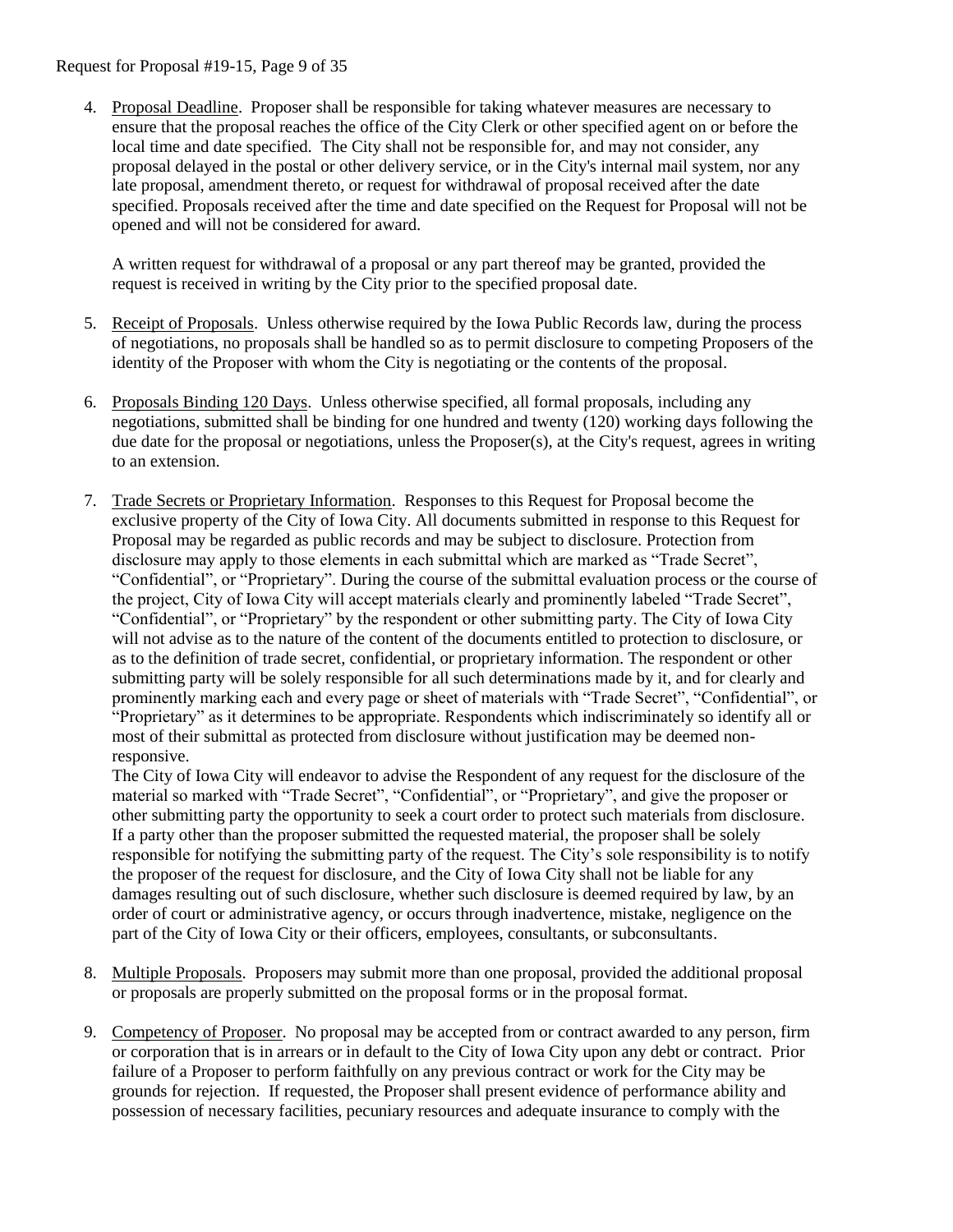4. Proposal Deadline. Proposer shall be responsible for taking whatever measures are necessary to ensure that the proposal reaches the office of the City Clerk or other specified agent on or before the local time and date specified. The City shall not be responsible for, and may not consider, any proposal delayed in the postal or other delivery service, or in the City's internal mail system, nor any late proposal, amendment thereto, or request for withdrawal of proposal received after the date specified. Proposals received after the time and date specified on the Request for Proposal will not be opened and will not be considered for award.

   A written request for withdrawal of a proposal or any part thereof may be granted, provided the request is received in writing by the City prior to the specified proposal date.

5. Receipt of Proposals. Unless otherwise required by the Iowa Public Records law, during the process of negotiations, no proposals shall be handled so as to permit disclosure to competing Proposers of the identity of the Proposer with whom the City is negotiating or the contents of the proposal.

6. Proposals Binding 120 Days. Unless otherwise specified, all formal proposals, including any negotiations, submitted shall be binding for one hundred and twenty (120) working days following the due date for the proposal or negotiations, unless the Proposer(s), at the City's request, agrees in writing to an extension.

7. Trade Secrets or Proprietary Information. Responses to this Request for Proposal become the exclusive property of the City of Iowa City. All documents submitted in response to this Request for Proposal may be regarded as public records and may be subject to disclosure. Protection from disclosure may apply to those elements in each submittal which are marked as "Trade Secret", "Confidential", or "Proprietary". During the course of the submittal evaluation process or the course of the project, City of Iowa City will accept materials clearly and prominently labeled "Trade Secret", "Confidential", or "Proprietary" by the respondent or other submitting party. The City of Iowa City will not advise as to the nature of the content of the documents entitled to protection to disclosure, or as to the definition of trade secret, confidential, or proprietary information. The respondent or other submitting party will be solely responsible for all such determinations made by it, and for clearly and prominently marking each and every page or sheet of materials with "Trade Secret", "Confidential", or "Proprietary" as it determines to be appropriate. Respondents which indiscriminately so identify all or most of their submittal as protected from disclosure without justification may be deemed non-responsive.

   The City of Iowa City will endeavor to advise the Respondent of any request for the disclosure of the material so marked with "Trade Secret", "Confidential", or "Proprietary", and give the proposer or other submitting party the opportunity to seek a court order to protect such materials from disclosure. If a party other than the proposer submitted the requested material, the proposer shall be solely responsible for notifying the submitting party of the request. The City's sole responsibility is to notify the proposer of the request for disclosure, and the City of Iowa City shall not be liable for any damages resulting out of such disclosure, whether such disclosure is deemed required by law, by an order of court or administrative agency, or occurs through inadvertence, mistake, negligence on the part of the City of Iowa City or their officers, employees, consultants, or subconsultants.

8. Multiple Proposals. Proposers may submit more than one proposal, provided the additional proposal or proposals are properly submitted on the proposal forms or in the proposal format.

9. Competency of Proposer. No proposal may be accepted from or contract awarded to any person, firm or corporation that is in arrears or in default to the City of Iowa City upon any debt or contract. Prior failure of a Proposer to perform faithfully on any previous contract or work for the City may be grounds for rejection. If requested, the Proposer shall present evidence of performance ability and possession of necessary facilities, pecuniary resources and adequate insurance to comply with the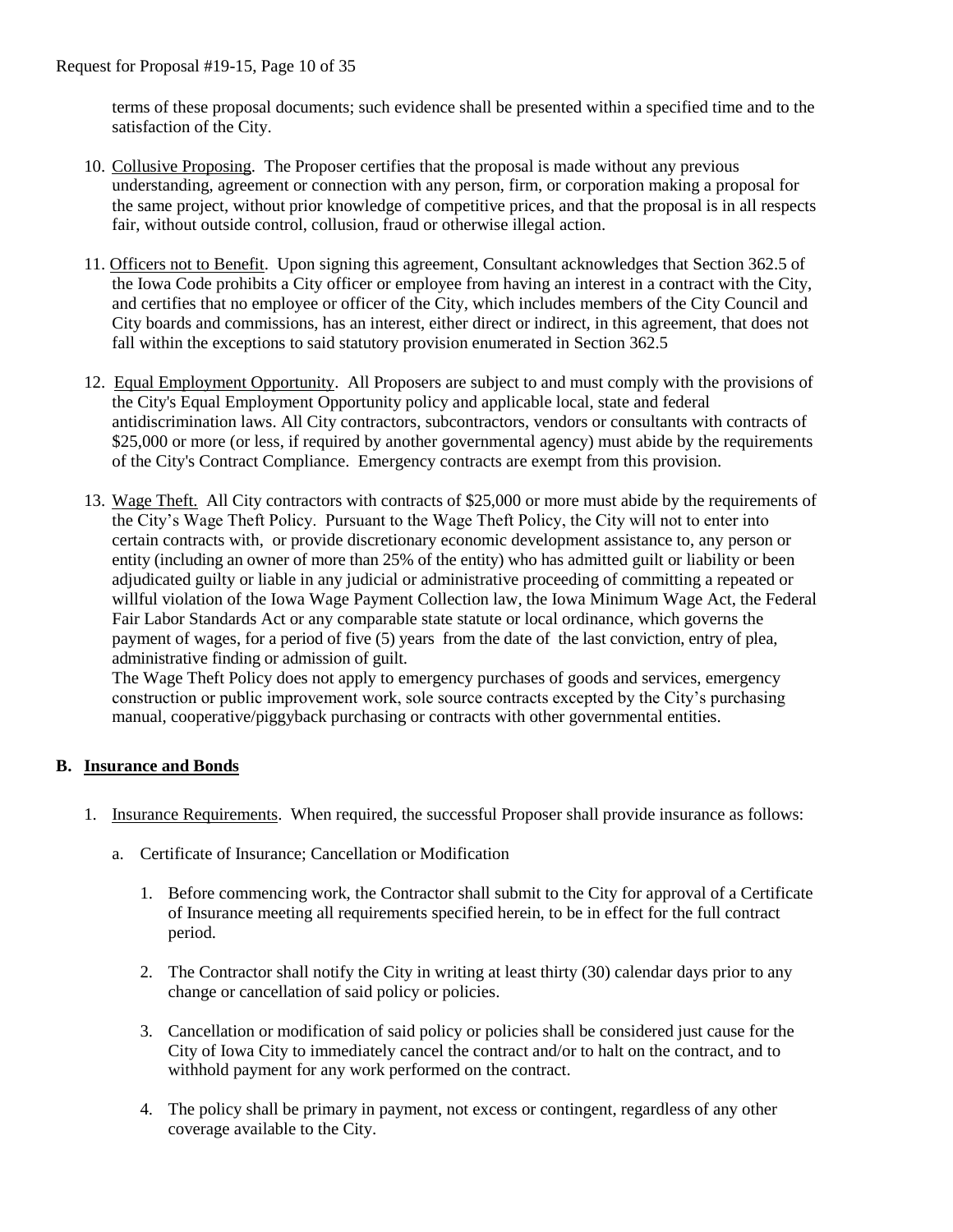terms of these proposal documents; such evidence shall be presented within a specified time and to the satisfaction of the City.

10. Collusive Proposing. The Proposer certifies that the proposal is made without any previous understanding, agreement or connection with any person, firm, or corporation making a proposal for the same project, without prior knowledge of competitive prices, and that the proposal is in all respects fair, without outside control, collusion, fraud or otherwise illegal action.

11. Officers not to Benefit. Upon signing this agreement, Consultant acknowledges that Section 362.5 of the Iowa Code prohibits a City officer or employee from having an interest in a contract with the City, and certifies that no employee or officer of the City, which includes members of the City Council and City boards and commissions, has an interest, either direct or indirect, in this agreement, that does not fall within the exceptions to said statutory provision enumerated in Section 362.5

12. Equal Employment Opportunity. All Proposers are subject to and must comply with the provisions of the City's Equal Employment Opportunity policy and applicable local, state and federal antidiscrimination laws. All City contractors, subcontractors, vendors or consultants with contracts of $25,000 or more (or less, if required by another governmental agency) must abide by the requirements of the City's Contract Compliance. Emergency contracts are exempt from this provision.

13. Wage Theft. All City contractors with contracts of $25,000 or more must abide by the requirements of the City's Wage Theft Policy. Pursuant to the Wage Theft Policy, the City will not to enter into certain contracts with, or provide discretionary economic development assistance to, any person or entity (including an owner of more than 25% of the entity) who has admitted guilt or liability or been adjudicated guilty or liable in any judicial or administrative proceeding of committing a repeated or willful violation of the Iowa Wage Payment Collection law, the Iowa Minimum Wage Act, the Federal Fair Labor Standards Act or any comparable state statute or local ordinance, which governs the payment of wages, for a period of five (5) years from the date of the last conviction, entry of plea, administrative finding or admission of guilt.
    The Wage Theft Policy does not apply to emergency purchases of goods and services, emergency construction or public improvement work, sole source contracts excepted by the City's purchasing manual, cooperative/piggyback purchasing or contracts with other governmental entities.

## B. Insurance and Bonds

1. Insurance Requirements. When required, the successful Proposer shall provide insurance as follows:

    a. Certificate of Insurance; Cancellation or Modification

        1. Before commencing work, the Contractor shall submit to the City for approval of a Certificate of Insurance meeting all requirements specified herein, to be in effect for the full contract period.

        2. The Contractor shall notify the City in writing at least thirty (30) calendar days prior to any change or cancellation of said policy or policies.

        3. Cancellation or modification of said policy or policies shall be considered just cause for the City of Iowa City to immediately cancel the contract and/or to halt on the contract, and to withhold payment for any work performed on the contract.

        4. The policy shall be primary in payment, not excess or contingent, regardless of any other coverage available to the City.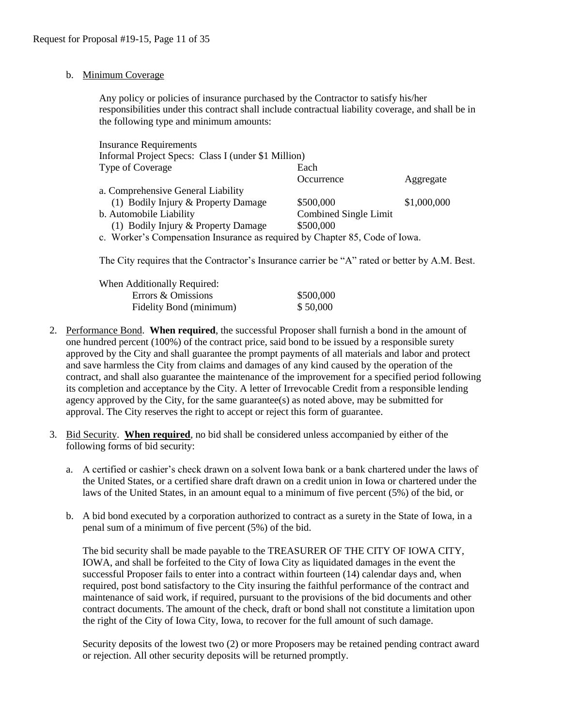b. Minimum Coverage

Any policy or policies of insurance purchased by the Contractor to satisfy his/her responsibilities under this contract shall include contractual liability coverage, and shall be in the following type and minimum amounts:

Insurance Requirements
Informal Project Specs: Class I (under $1 Million)

| Type of Coverage | Each Occurrence | Aggregate |
| --- | --- | --- |
| a. Comprehensive General Liability | | |
| (1) Bodily Injury & Property Damage | $500,000 | $1,000,000 |
| b. Automobile Liability | Combined Single Limit | |
| (1) Bodily Injury & Property Damage | $500,000 | |

c. Worker's Compensation Insurance as required by Chapter 85, Code of Iowa.

The City requires that the Contractor's Insurance carrier be "A" rated or better by A.M. Best.

When Additionally Required:

| | |
| --- | --- |
| Errors & Omissions | $500,000 |
| Fidelity Bond (minimum) | $ 50,000 |

2. Performance Bond. **When required**, the successful Proposer shall furnish a bond in the amount of one hundred percent (100%) of the contract price, said bond to be issued by a responsible surety approved by the City and shall guarantee the prompt payments of all materials and labor and protect and save harmless the City from claims and damages of any kind caused by the operation of the contract, and shall also guarantee the maintenance of the improvement for a specified period following its completion and acceptance by the City. A letter of Irrevocable Credit from a responsible lending agency approved by the City, for the same guarantee(s) as noted above, may be submitted for approval. The City reserves the right to accept or reject this form of guarantee.

3. Bid Security. **When required**, no bid shall be considered unless accompanied by either of the following forms of bid security:

   a. A certified or cashier's check drawn on a solvent Iowa bank or a bank chartered under the laws of the United States, or a certified share draft drawn on a credit union in Iowa or chartered under the laws of the United States, in an amount equal to a minimum of five percent (5%) of the bid, or

   b. A bid bond executed by a corporation authorized to contract as a surety in the State of Iowa, in a penal sum of a minimum of five percent (5%) of the bid.

   The bid security shall be made payable to the TREASURER OF THE CITY OF IOWA CITY, IOWA, and shall be forfeited to the City of Iowa City as liquidated damages in the event the successful Proposer fails to enter into a contract within fourteen (14) calendar days and, when required, post bond satisfactory to the City insuring the faithful performance of the contract and maintenance of said work, if required, pursuant to the provisions of the bid documents and other contract documents. The amount of the check, draft or bond shall not constitute a limitation upon the right of the City of Iowa City, Iowa, to recover for the full amount of such damage.

   Security deposits of the lowest two (2) or more Proposers may be retained pending contract award or rejection. All other security deposits will be returned promptly.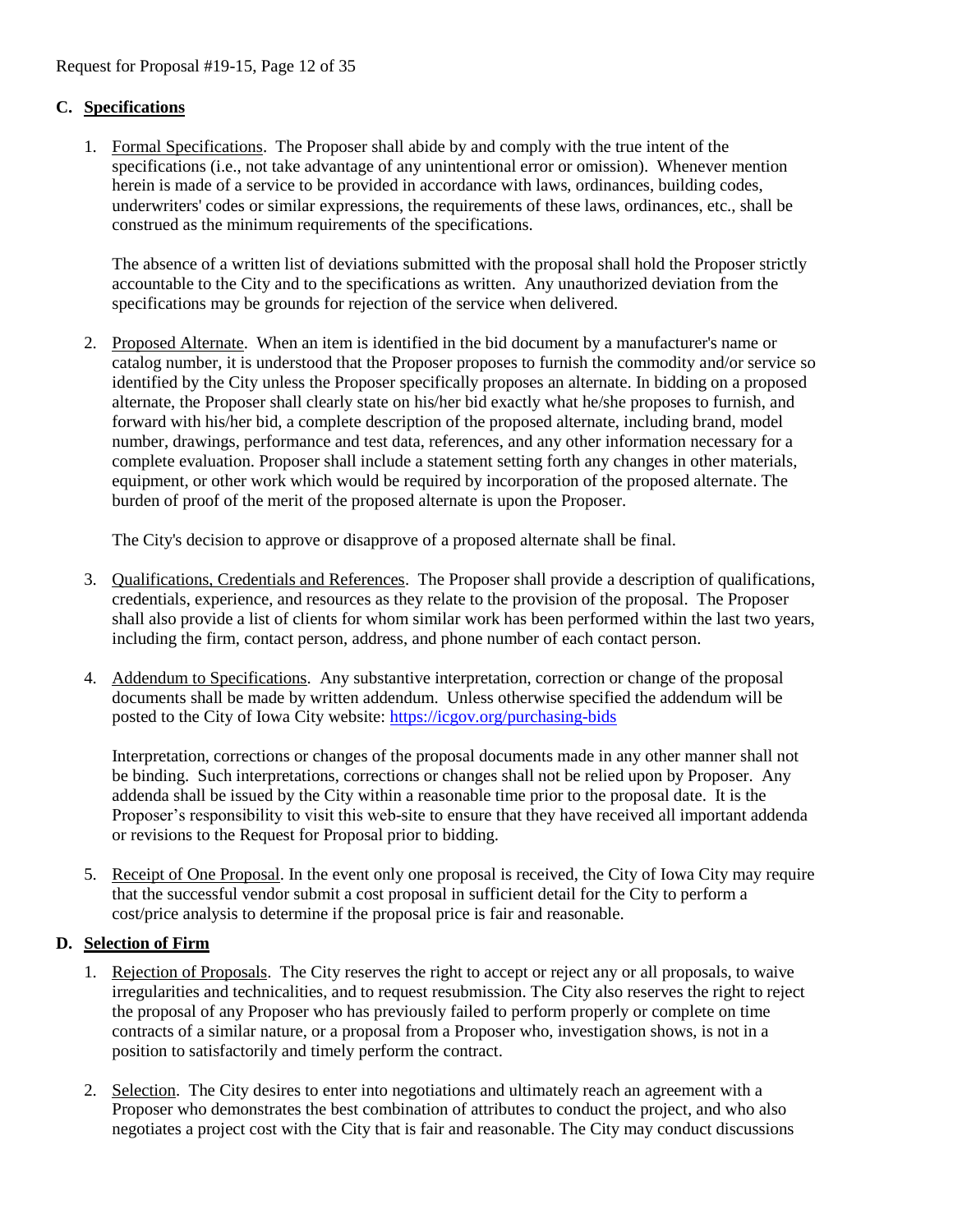## C. Specifications

1. Formal Specifications. The Proposer shall abide by and comply with the true intent of the specifications (i.e., not take advantage of any unintentional error or omission). Whenever mention herein is made of a service to be provided in accordance with laws, ordinances, building codes, underwriters' codes or similar expressions, the requirements of these laws, ordinances, etc., shall be construed as the minimum requirements of the specifications.

   The absence of a written list of deviations submitted with the proposal shall hold the Proposer strictly accountable to the City and to the specifications as written. Any unauthorized deviation from the specifications may be grounds for rejection of the service when delivered.

2. Proposed Alternate. When an item is identified in the bid document by a manufacturer's name or catalog number, it is understood that the Proposer proposes to furnish the commodity and/or service so identified by the City unless the Proposer specifically proposes an alternate. In bidding on a proposed alternate, the Proposer shall clearly state on his/her bid exactly what he/she proposes to furnish, and forward with his/her bid, a complete description of the proposed alternate, including brand, model number, drawings, performance and test data, references, and any other information necessary for a complete evaluation. Proposer shall include a statement setting forth any changes in other materials, equipment, or other work which would be required by incorporation of the proposed alternate. The burden of proof of the merit of the proposed alternate is upon the Proposer.

   The City's decision to approve or disapprove of a proposed alternate shall be final.

3. Qualifications, Credentials and References. The Proposer shall provide a description of qualifications, credentials, experience, and resources as they relate to the provision of the proposal. The Proposer shall also provide a list of clients for whom similar work has been performed within the last two years, including the firm, contact person, address, and phone number of each contact person.

4. Addendum to Specifications. Any substantive interpretation, correction or change of the proposal documents shall be made by written addendum. Unless otherwise specified the addendum will be posted to the City of Iowa City website: https://icgov.org/purchasing-bids

   Interpretation, corrections or changes of the proposal documents made in any other manner shall not be binding. Such interpretations, corrections or changes shall not be relied upon by Proposer. Any addenda shall be issued by the City within a reasonable time prior to the proposal date. It is the Proposer's responsibility to visit this web-site to ensure that they have received all important addenda or revisions to the Request for Proposal prior to bidding.

5. Receipt of One Proposal. In the event only one proposal is received, the City of Iowa City may require that the successful vendor submit a cost proposal in sufficient detail for the City to perform a cost/price analysis to determine if the proposal price is fair and reasonable.

## D. Selection of Firm

1. Rejection of Proposals. The City reserves the right to accept or reject any or all proposals, to waive irregularities and technicalities, and to request resubmission. The City also reserves the right to reject the proposal of any Proposer who has previously failed to perform properly or complete on time contracts of a similar nature, or a proposal from a Proposer who, investigation shows, is not in a position to satisfactorily and timely perform the contract.

2. Selection. The City desires to enter into negotiations and ultimately reach an agreement with a Proposer who demonstrates the best combination of attributes to conduct the project, and who also negotiates a project cost with the City that is fair and reasonable. The City may conduct discussions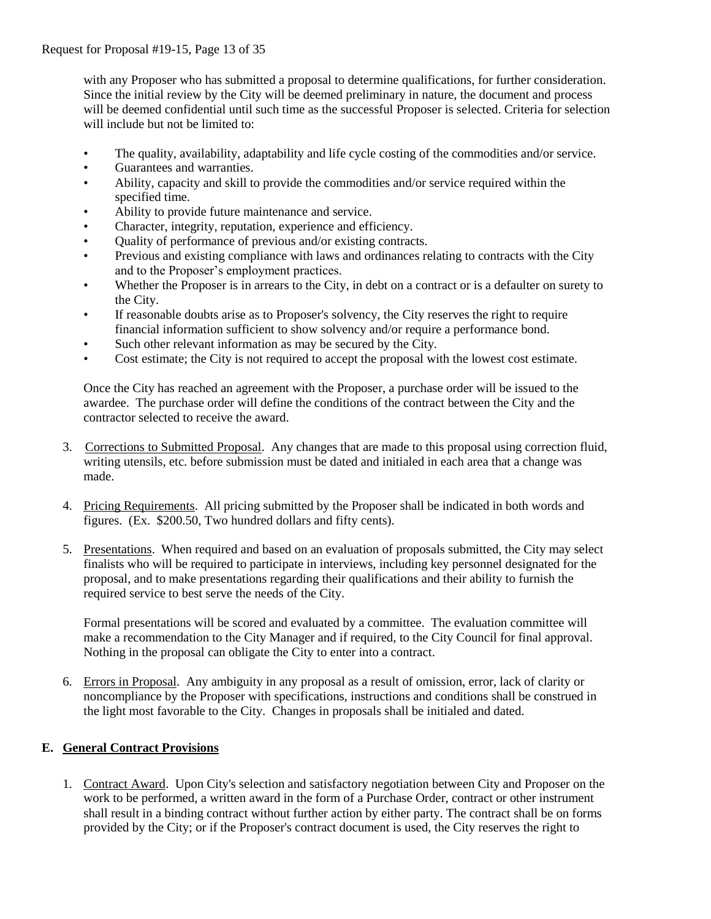with any Proposer who has submitted a proposal to determine qualifications, for further consideration. Since the initial review by the City will be deemed preliminary in nature, the document and process will be deemed confidential until such time as the successful Proposer is selected. Criteria for selection will include but not be limited to:

- The quality, availability, adaptability and life cycle costing of the commodities and/or service.
- Guarantees and warranties.
- Ability, capacity and skill to provide the commodities and/or service required within the specified time.
- Ability to provide future maintenance and service.
- Character, integrity, reputation, experience and efficiency.
- Quality of performance of previous and/or existing contracts.
- Previous and existing compliance with laws and ordinances relating to contracts with the City and to the Proposer's employment practices.
- Whether the Proposer is in arrears to the City, in debt on a contract or is a defaulter on surety to the City.
- If reasonable doubts arise as to Proposer's solvency, the City reserves the right to require financial information sufficient to show solvency and/or require a performance bond.
- Such other relevant information as may be secured by the City.
- Cost estimate; the City is not required to accept the proposal with the lowest cost estimate.

Once the City has reached an agreement with the Proposer, a purchase order will be issued to the awardee. The purchase order will define the conditions of the contract between the City and the contractor selected to receive the award.

3. Corrections to Submitted Proposal. Any changes that are made to this proposal using correction fluid, writing utensils, etc. before submission must be dated and initialed in each area that a change was made.

4. Pricing Requirements. All pricing submitted by the Proposer shall be indicated in both words and figures. (Ex. $200.50, Two hundred dollars and fifty cents).

5. Presentations. When required and based on an evaluation of proposals submitted, the City may select finalists who will be required to participate in interviews, including key personnel designated for the proposal, and to make presentations regarding their qualifications and their ability to furnish the required service to best serve the needs of the City.

   Formal presentations will be scored and evaluated by a committee. The evaluation committee will make a recommendation to the City Manager and if required, to the City Council for final approval. Nothing in the proposal can obligate the City to enter into a contract.

6. Errors in Proposal. Any ambiguity in any proposal as a result of omission, error, lack of clarity or noncompliance by the Proposer with specifications, instructions and conditions shall be construed in the light most favorable to the City. Changes in proposals shall be initialed and dated.

## E. General Contract Provisions

1. Contract Award. Upon City's selection and satisfactory negotiation between City and Proposer on the work to be performed, a written award in the form of a Purchase Order, contract or other instrument shall result in a binding contract without further action by either party. The contract shall be on forms provided by the City; or if the Proposer's contract document is used, the City reserves the right to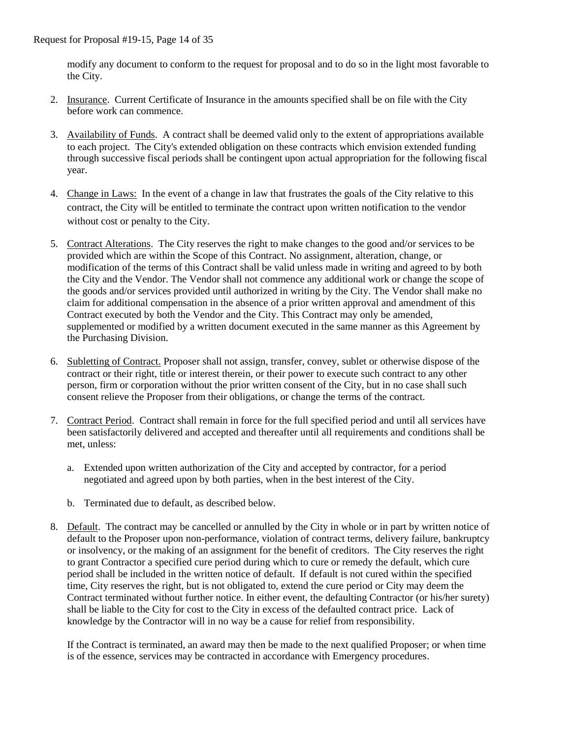modify any document to conform to the request for proposal and to do so in the light most favorable to the City.

2. Insurance. Current Certificate of Insurance in the amounts specified shall be on file with the City before work can commence.

3. Availability of Funds. A contract shall be deemed valid only to the extent of appropriations available to each project. The City's extended obligation on these contracts which envision extended funding through successive fiscal periods shall be contingent upon actual appropriation for the following fiscal year.

4. Change in Laws: In the event of a change in law that frustrates the goals of the City relative to this contract, the City will be entitled to terminate the contract upon written notification to the vendor without cost or penalty to the City.

5. Contract Alterations. The City reserves the right to make changes to the good and/or services to be provided which are within the Scope of this Contract. No assignment, alteration, change, or modification of the terms of this Contract shall be valid unless made in writing and agreed to by both the City and the Vendor. The Vendor shall not commence any additional work or change the scope of the goods and/or services provided until authorized in writing by the City. The Vendor shall make no claim for additional compensation in the absence of a prior written approval and amendment of this Contract executed by both the Vendor and the City. This Contract may only be amended, supplemented or modified by a written document executed in the same manner as this Agreement by the Purchasing Division.

6. Subletting of Contract. Proposer shall not assign, transfer, convey, sublet or otherwise dispose of the contract or their right, title or interest therein, or their power to execute such contract to any other person, firm or corporation without the prior written consent of the City, but in no case shall such consent relieve the Proposer from their obligations, or change the terms of the contract.

7. Contract Period. Contract shall remain in force for the full specified period and until all services have been satisfactorily delivered and accepted and thereafter until all requirements and conditions shall be met, unless:

   a. Extended upon written authorization of the City and accepted by contractor, for a period negotiated and agreed upon by both parties, when in the best interest of the City.

   b. Terminated due to default, as described below.

8. Default. The contract may be cancelled or annulled by the City in whole or in part by written notice of default to the Proposer upon non-performance, violation of contract terms, delivery failure, bankruptcy or insolvency, or the making of an assignment for the benefit of creditors. The City reserves the right to grant Contractor a specified cure period during which to cure or remedy the default, which cure period shall be included in the written notice of default. If default is not cured within the specified time, City reserves the right, but is not obligated to, extend the cure period or City may deem the Contract terminated without further notice. In either event, the defaulting Contractor (or his/her surety) shall be liable to the City for cost to the City in excess of the defaulted contract price. Lack of knowledge by the Contractor will in no way be a cause for relief from responsibility.

   If the Contract is terminated, an award may then be made to the next qualified Proposer; or when time is of the essence, services may be contracted in accordance with Emergency procedures.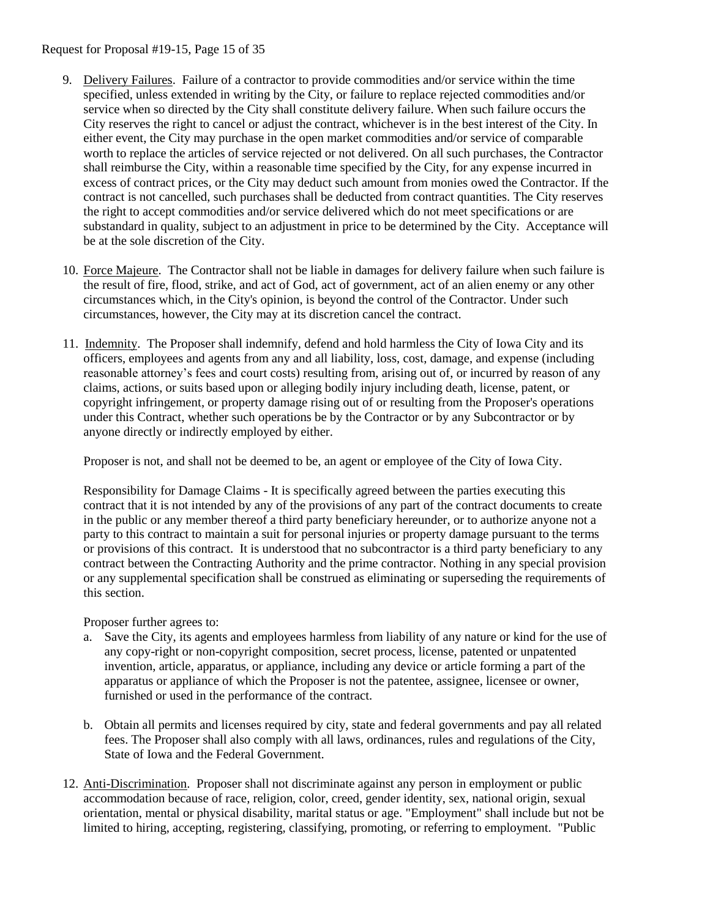9. <u>Delivery Failures</u>. Failure of a contractor to provide commodities and/or service within the time specified, unless extended in writing by the City, or failure to replace rejected commodities and/or service when so directed by the City shall constitute delivery failure. When such failure occurs the City reserves the right to cancel or adjust the contract, whichever is in the best interest of the City. In either event, the City may purchase in the open market commodities and/or service of comparable worth to replace the articles of service rejected or not delivered. On all such purchases, the Contractor shall reimburse the City, within a reasonable time specified by the City, for any expense incurred in excess of contract prices, or the City may deduct such amount from monies owed the Contractor. If the contract is not cancelled, such purchases shall be deducted from contract quantities. The City reserves the right to accept commodities and/or service delivered which do not meet specifications or are substandard in quality, subject to an adjustment in price to be determined by the City. Acceptance will be at the sole discretion of the City.

10. <u>Force Majeure</u>. The Contractor shall not be liable in damages for delivery failure when such failure is the result of fire, flood, strike, and act of God, act of government, act of an alien enemy or any other circumstances which, in the City's opinion, is beyond the control of the Contractor. Under such circumstances, however, the City may at its discretion cancel the contract.

11. <u>Indemnity</u>. The Proposer shall indemnify, defend and hold harmless the City of Iowa City and its officers, employees and agents from any and all liability, loss, cost, damage, and expense (including reasonable attorney's fees and court costs) resulting from, arising out of, or incurred by reason of any claims, actions, or suits based upon or alleging bodily injury including death, license, patent, or copyright infringement, or property damage rising out of or resulting from the Proposer's operations under this Contract, whether such operations be by the Contractor or by any Subcontractor or by anyone directly or indirectly employed by either.

    Proposer is not, and shall not be deemed to be, an agent or employee of the City of Iowa City.

    Responsibility for Damage Claims - It is specifically agreed between the parties executing this contract that it is not intended by any of the provisions of any part of the contract documents to create in the public or any member thereof a third party beneficiary hereunder, or to authorize anyone not a party to this contract to maintain a suit for personal injuries or property damage pursuant to the terms or provisions of this contract. It is understood that no subcontractor is a third party beneficiary to any contract between the Contracting Authority and the prime contractor. Nothing in any special provision or any supplemental specification shall be construed as eliminating or superseding the requirements of this section.

    Proposer further agrees to:

    a. Save the City, its agents and employees harmless from liability of any nature or kind for the use of any copy-right or non-copyright composition, secret process, license, patented or unpatented invention, article, apparatus, or appliance, including any device or article forming a part of the apparatus or appliance of which the Proposer is not the patentee, assignee, licensee or owner, furnished or used in the performance of the contract.

    b. Obtain all permits and licenses required by city, state and federal governments and pay all related fees. The Proposer shall also comply with all laws, ordinances, rules and regulations of the City, State of Iowa and the Federal Government.

12. <u>Anti-Discrimination</u>. Proposer shall not discriminate against any person in employment or public accommodation because of race, religion, color, creed, gender identity, sex, national origin, sexual orientation, mental or physical disability, marital status or age. "Employment" shall include but not be limited to hiring, accepting, registering, classifying, promoting, or referring to employment. "Public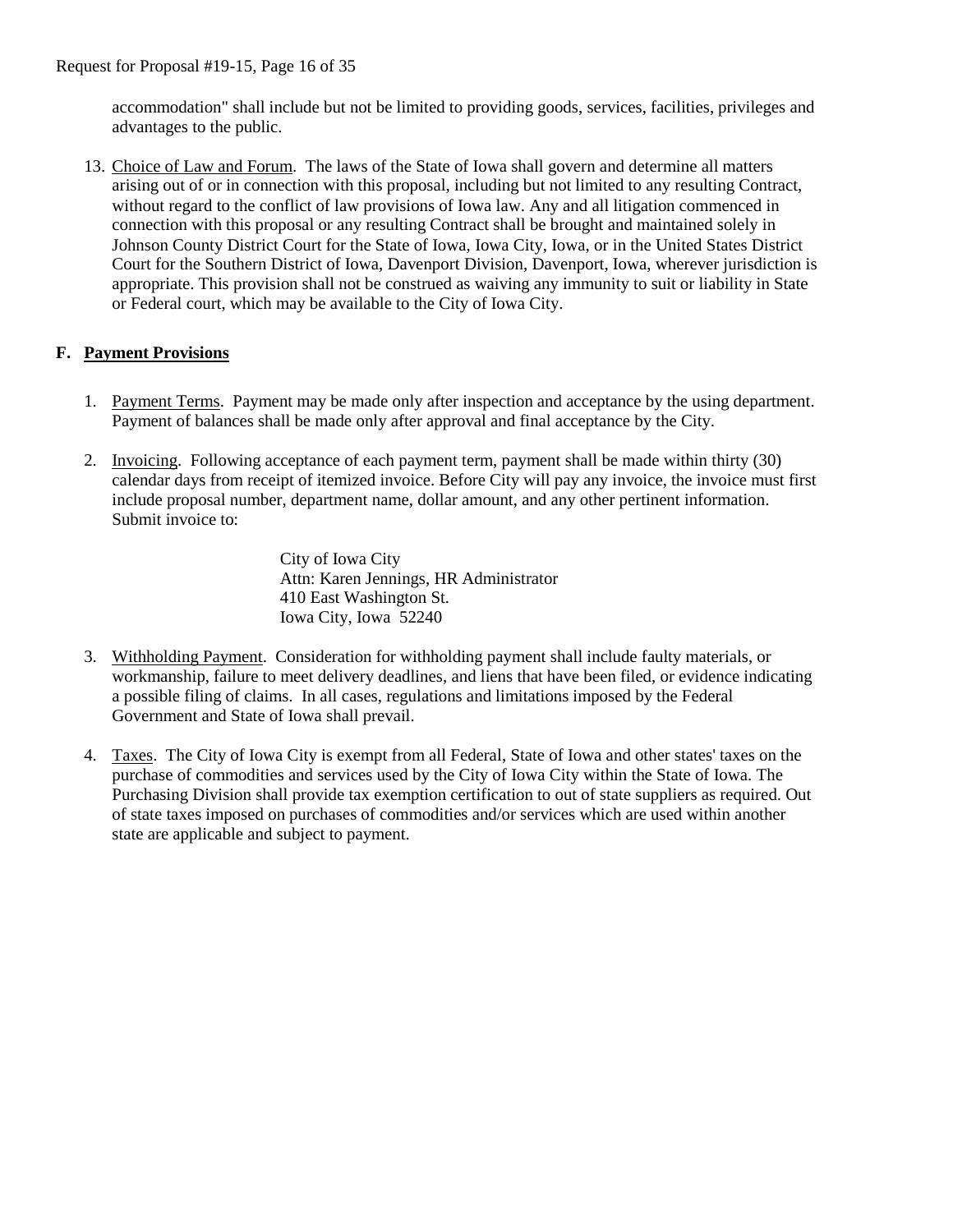accommodation" shall include but not be limited to providing goods, services, facilities, privileges and advantages to the public.

13. Choice of Law and Forum. The laws of the State of Iowa shall govern and determine all matters arising out of or in connection with this proposal, including but not limited to any resulting Contract, without regard to the conflict of law provisions of Iowa law. Any and all litigation commenced in connection with this proposal or any resulting Contract shall be brought and maintained solely in Johnson County District Court for the State of Iowa, Iowa City, Iowa, or in the United States District Court for the Southern District of Iowa, Davenport Division, Davenport, Iowa, wherever jurisdiction is appropriate. This provision shall not be construed as waiving any immunity to suit or liability in State or Federal court, which may be available to the City of Iowa City.

## F. Payment Provisions

1. Payment Terms. Payment may be made only after inspection and acceptance by the using department. Payment of balances shall be made only after approval and final acceptance by the City.

2. Invoicing. Following acceptance of each payment term, payment shall be made within thirty (30) calendar days from receipt of itemized invoice. Before City will pay any invoice, the invoice must first include proposal number, department name, dollar amount, and any other pertinent information. Submit invoice to:

   City of Iowa City
   Attn: Karen Jennings, HR Administrator
   410 East Washington St.
   Iowa City, Iowa 52240

3. Withholding Payment. Consideration for withholding payment shall include faulty materials, or workmanship, failure to meet delivery deadlines, and liens that have been filed, or evidence indicating a possible filing of claims. In all cases, regulations and limitations imposed by the Federal Government and State of Iowa shall prevail.

4. Taxes. The City of Iowa City is exempt from all Federal, State of Iowa and other states' taxes on the purchase of commodities and services used by the City of Iowa City within the State of Iowa. The Purchasing Division shall provide tax exemption certification to out of state suppliers as required. Out of state taxes imposed on purchases of commodities and/or services which are used within another state are applicable and subject to payment.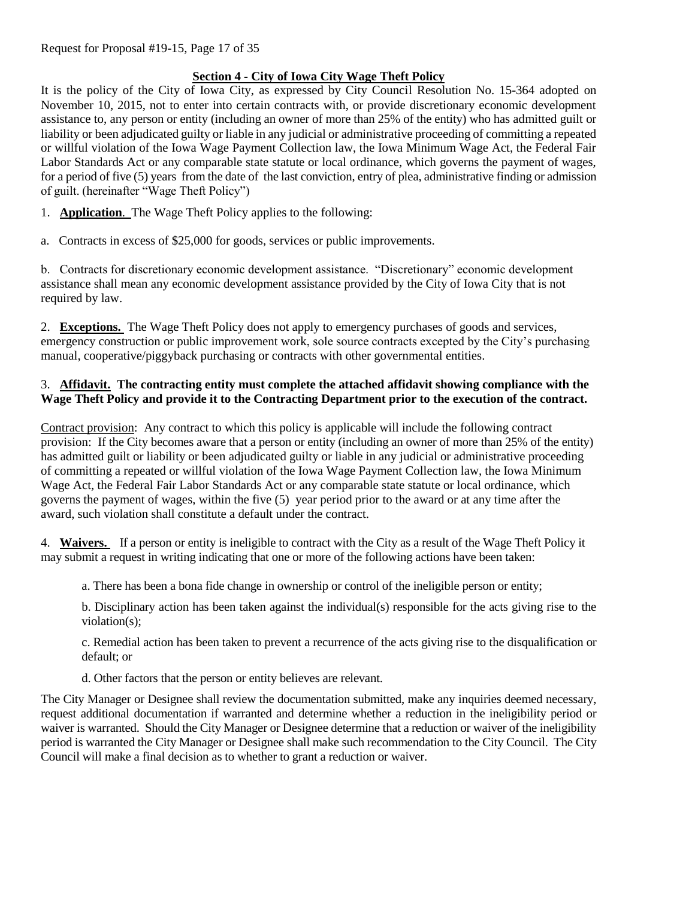## Section 4 - City of Iowa City Wage Theft Policy

It is the policy of the City of Iowa City, as expressed by City Council Resolution No. 15-364 adopted on November 10, 2015, not to enter into certain contracts with, or provide discretionary economic development assistance to, any person or entity (including an owner of more than 25% of the entity) who has admitted guilt or liability or been adjudicated guilty or liable in any judicial or administrative proceeding of committing a repeated or willful violation of the Iowa Wage Payment Collection law, the Iowa Minimum Wage Act, the Federal Fair Labor Standards Act or any comparable state statute or local ordinance, which governs the payment of wages, for a period of five (5) years from the date of the last conviction, entry of plea, administrative finding or admission of guilt. (hereinafter "Wage Theft Policy")

1. **Application**. The Wage Theft Policy applies to the following:

a. Contracts in excess of $25,000 for goods, services or public improvements.

b. Contracts for discretionary economic development assistance. "Discretionary" economic development assistance shall mean any economic development assistance provided by the City of Iowa City that is not required by law.

2. **Exceptions.** The Wage Theft Policy does not apply to emergency purchases of goods and services, emergency construction or public improvement work, sole source contracts excepted by the City's purchasing manual, cooperative/piggyback purchasing or contracts with other governmental entities.

3. **Affidavit. The contracting entity must complete the attached affidavit showing compliance with the Wage Theft Policy and provide it to the Contracting Department prior to the execution of the contract.**

Contract provision: Any contract to which this policy is applicable will include the following contract provision: If the City becomes aware that a person or entity (including an owner of more than 25% of the entity) has admitted guilt or liability or been adjudicated guilty or liable in any judicial or administrative proceeding of committing a repeated or willful violation of the Iowa Wage Payment Collection law, the Iowa Minimum Wage Act, the Federal Fair Labor Standards Act or any comparable state statute or local ordinance, which governs the payment of wages, within the five (5) year period prior to the award or at any time after the award, such violation shall constitute a default under the contract.

4. **Waivers.** If a person or entity is ineligible to contract with the City as a result of the Wage Theft Policy it may submit a request in writing indicating that one or more of the following actions have been taken:

   a. There has been a bona fide change in ownership or control of the ineligible person or entity;

   b. Disciplinary action has been taken against the individual(s) responsible for the acts giving rise to the violation(s);

   c. Remedial action has been taken to prevent a recurrence of the acts giving rise to the disqualification or default; or

   d. Other factors that the person or entity believes are relevant.

The City Manager or Designee shall review the documentation submitted, make any inquiries deemed necessary, request additional documentation if warranted and determine whether a reduction in the ineligibility period or waiver is warranted. Should the City Manager or Designee determine that a reduction or waiver of the ineligibility period is warranted the City Manager or Designee shall make such recommendation to the City Council. The City Council will make a final decision as to whether to grant a reduction or waiver.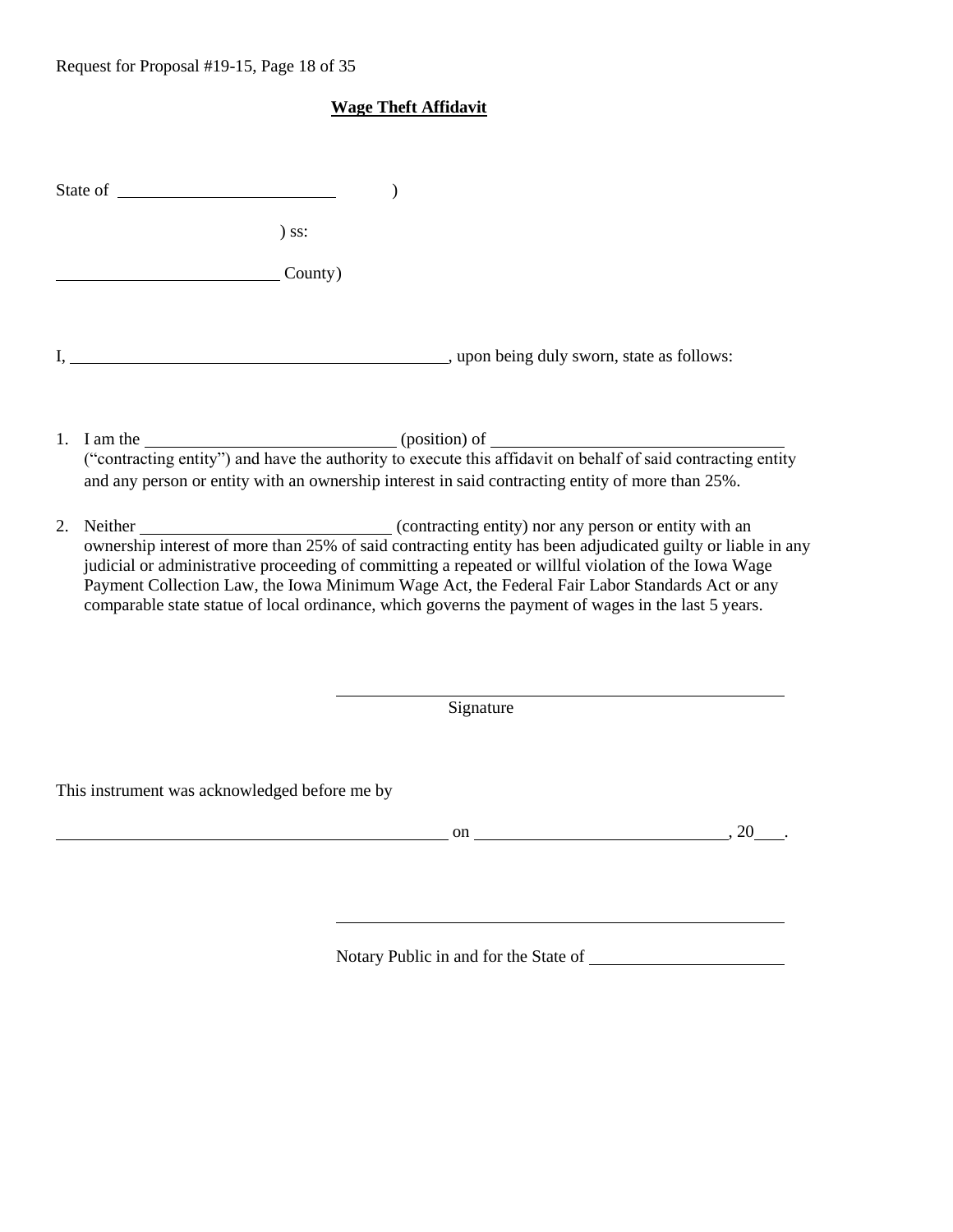## Wage Theft Affidavit

State of \_\_\_\_\_\_\_\_\_\_\_\_\_\_\_\_\_\_\_\_\_\_\_\_ )

) ss:

\_\_\_\_\_\_\_\_\_\_\_\_\_\_\_\_\_\_\_\_\_\_\_\_ County)

I, \_\_\_\_\_\_\_\_\_\_\_\_\_\_\_\_\_\_\_\_\_\_\_\_\_\_\_\_\_\_\_\_\_\_\_\_\_\_\_\_, upon being duly sworn, state as follows:

1. I am the \_\_\_\_\_\_\_\_\_\_\_\_\_\_\_\_\_\_\_\_\_\_\_\_\_\_ (position) of \_\_\_\_\_\_\_\_\_\_\_\_\_\_\_\_\_\_\_\_\_\_\_\_\_\_\_\_\_\_ ("contracting entity") and have the authority to execute this affidavit on behalf of said contracting entity and any person or entity with an ownership interest in said contracting entity of more than 25%.

2. Neither \_\_\_\_\_\_\_\_\_\_\_\_\_\_\_\_\_\_\_\_\_\_\_\_\_\_ (contracting entity) nor any person or entity with an ownership interest of more than 25% of said contracting entity has been adjudicated guilty or liable in any judicial or administrative proceeding of committing a repeated or willful violation of the Iowa Wage Payment Collection Law, the Iowa Minimum Wage Act, the Federal Fair Labor Standards Act or any comparable state statue of local ordinance, which governs the payment of wages in the last 5 years.

\_\_\_\_\_\_\_\_\_\_\_\_\_\_\_\_\_\_\_\_\_\_\_\_\_\_\_\_\_\_\_\_\_\_\_\_\_\_\_\_\_\_\_\_\_\_

Signature

This instrument was acknowledged before me by

\_\_\_\_\_\_\_\_\_\_\_\_\_\_\_\_\_\_\_\_\_\_\_\_\_\_\_\_\_\_\_\_\_\_\_\_\_\_\_\_\_\_ on \_\_\_\_\_\_\_\_\_\_\_\_\_\_\_\_\_\_\_\_\_\_\_\_\_\_, 20\_\_\_.

\_\_\_\_\_\_\_\_\_\_\_\_\_\_\_\_\_\_\_\_\_\_\_\_\_\_\_\_\_\_\_\_\_\_\_\_\_\_\_\_\_\_\_\_\_\_

Notary Public in and for the State of \_\_\_\_\_\_\_\_\_\_\_\_\_\_\_\_\_\_\_\_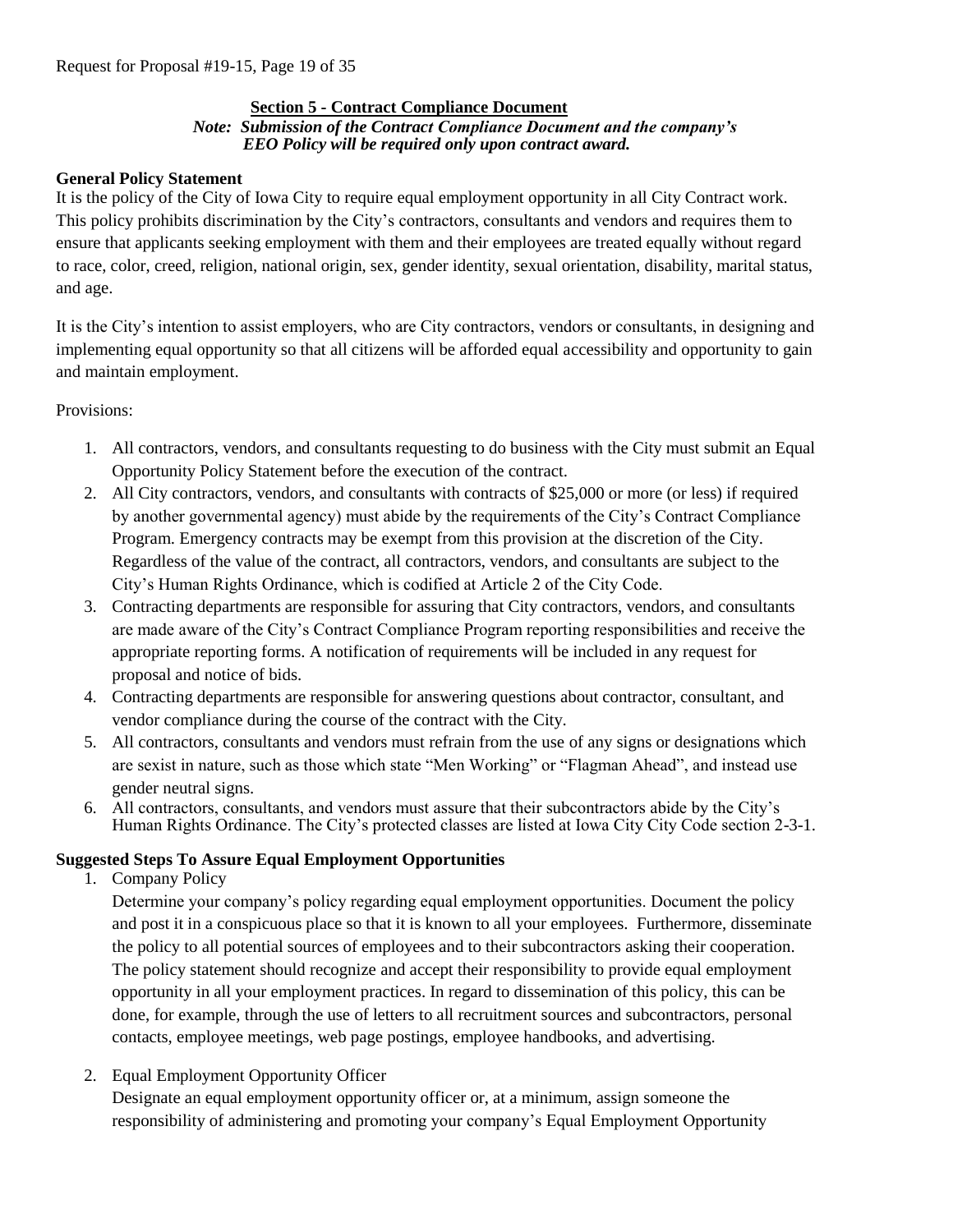## Section 5 - Contract Compliance Document

***Note: Submission of the Contract Compliance Document and the company's EEO Policy will be required only upon contract award.***

**General Policy Statement**

It is the policy of the City of Iowa City to require equal employment opportunity in all City Contract work. This policy prohibits discrimination by the City's contractors, consultants and vendors and requires them to ensure that applicants seeking employment with them and their employees are treated equally without regard to race, color, creed, religion, national origin, sex, gender identity, sexual orientation, disability, marital status, and age.

It is the City's intention to assist employers, who are City contractors, vendors or consultants, in designing and implementing equal opportunity so that all citizens will be afforded equal accessibility and opportunity to gain and maintain employment.

Provisions:

1. All contractors, vendors, and consultants requesting to do business with the City must submit an Equal Opportunity Policy Statement before the execution of the contract.
2. All City contractors, vendors, and consultants with contracts of $25,000 or more (or less) if required by another governmental agency) must abide by the requirements of the City's Contract Compliance Program. Emergency contracts may be exempt from this provision at the discretion of the City. Regardless of the value of the contract, all contractors, vendors, and consultants are subject to the City's Human Rights Ordinance, which is codified at Article 2 of the City Code.
3. Contracting departments are responsible for assuring that City contractors, vendors, and consultants are made aware of the City's Contract Compliance Program reporting responsibilities and receive the appropriate reporting forms. A notification of requirements will be included in any request for proposal and notice of bids.
4. Contracting departments are responsible for answering questions about contractor, consultant, and vendor compliance during the course of the contract with the City.
5. All contractors, consultants and vendors must refrain from the use of any signs or designations which are sexist in nature, such as those which state "Men Working" or "Flagman Ahead", and instead use gender neutral signs.
6. All contractors, consultants, and vendors must assure that their subcontractors abide by the City's Human Rights Ordinance. The City's protected classes are listed at Iowa City City Code section 2-3-1.

**Suggested Steps To Assure Equal Employment Opportunities**

1. Company Policy

   Determine your company's policy regarding equal employment opportunities. Document the policy and post it in a conspicuous place so that it is known to all your employees. Furthermore, disseminate the policy to all potential sources of employees and to their subcontractors asking their cooperation. The policy statement should recognize and accept their responsibility to provide equal employment opportunity in all your employment practices. In regard to dissemination of this policy, this can be done, for example, through the use of letters to all recruitment sources and subcontractors, personal contacts, employee meetings, web page postings, employee handbooks, and advertising.

2. Equal Employment Opportunity Officer

   Designate an equal employment opportunity officer or, at a minimum, assign someone the responsibility of administering and promoting your company's Equal Employment Opportunity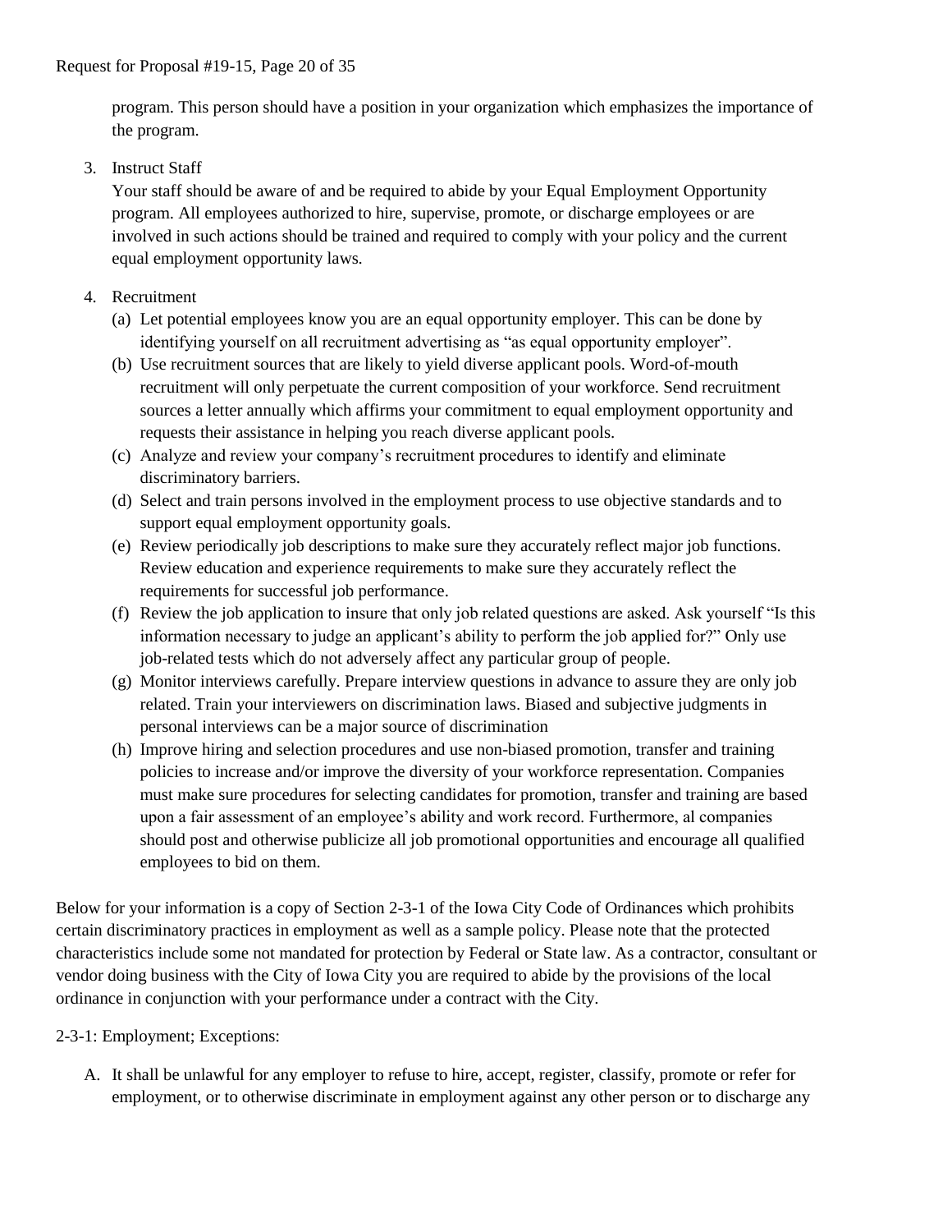program. This person should have a position in your organization which emphasizes the importance of the program.

3. Instruct Staff

   Your staff should be aware of and be required to abide by your Equal Employment Opportunity program. All employees authorized to hire, supervise, promote, or discharge employees or are involved in such actions should be trained and required to comply with your policy and the current equal employment opportunity laws.

4. Recruitment
   (a) Let potential employees know you are an equal opportunity employer. This can be done by identifying yourself on all recruitment advertising as "as equal opportunity employer".
   (b) Use recruitment sources that are likely to yield diverse applicant pools. Word-of-mouth recruitment will only perpetuate the current composition of your workforce. Send recruitment sources a letter annually which affirms your commitment to equal employment opportunity and requests their assistance in helping you reach diverse applicant pools.
   (c) Analyze and review your company's recruitment procedures to identify and eliminate discriminatory barriers.
   (d) Select and train persons involved in the employment process to use objective standards and to support equal employment opportunity goals.
   (e) Review periodically job descriptions to make sure they accurately reflect major job functions. Review education and experience requirements to make sure they accurately reflect the requirements for successful job performance.
   (f) Review the job application to insure that only job related questions are asked. Ask yourself "Is this information necessary to judge an applicant's ability to perform the job applied for?" Only use job-related tests which do not adversely affect any particular group of people.
   (g) Monitor interviews carefully. Prepare interview questions in advance to assure they are only job related. Train your interviewers on discrimination laws. Biased and subjective judgments in personal interviews can be a major source of discrimination
   (h) Improve hiring and selection procedures and use non-biased promotion, transfer and training policies to increase and/or improve the diversity of your workforce representation. Companies must make sure procedures for selecting candidates for promotion, transfer and training are based upon a fair assessment of an employee's ability and work record. Furthermore, al companies should post and otherwise publicize all job promotional opportunities and encourage all qualified employees to bid on them.

Below for your information is a copy of Section 2-3-1 of the Iowa City Code of Ordinances which prohibits certain discriminatory practices in employment as well as a sample policy. Please note that the protected characteristics include some not mandated for protection by Federal or State law. As a contractor, consultant or vendor doing business with the City of Iowa City you are required to abide by the provisions of the local ordinance in conjunction with your performance under a contract with the City.

2-3-1: Employment; Exceptions:

A. It shall be unlawful for any employer to refuse to hire, accept, register, classify, promote or refer for employment, or to otherwise discriminate in employment against any other person or to discharge any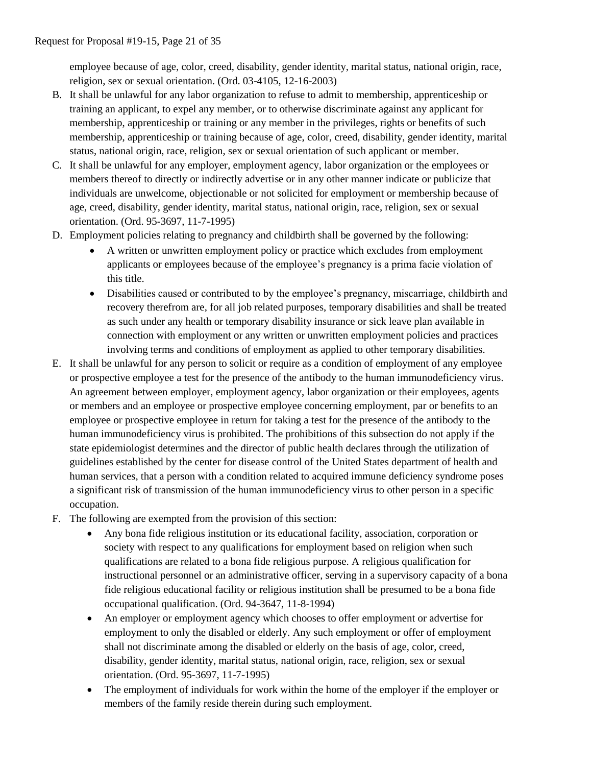employee because of age, color, creed, disability, gender identity, marital status, national origin, race, religion, sex or sexual orientation. (Ord. 03-4105, 12-16-2003)

B. It shall be unlawful for any labor organization to refuse to admit to membership, apprenticeship or training an applicant, to expel any member, or to otherwise discriminate against any applicant for membership, apprenticeship or training or any member in the privileges, rights or benefits of such membership, apprenticeship or training because of age, color, creed, disability, gender identity, marital status, national origin, race, religion, sex or sexual orientation of such applicant or member.

C. It shall be unlawful for any employer, employment agency, labor organization or the employees or members thereof to directly or indirectly advertise or in any other manner indicate or publicize that individuals are unwelcome, objectionable or not solicited for employment or membership because of age, creed, disability, gender identity, marital status, national origin, race, religion, sex or sexual orientation. (Ord. 95-3697, 11-7-1995)

D. Employment policies relating to pregnancy and childbirth shall be governed by the following:
   - A written or unwritten employment policy or practice which excludes from employment applicants or employees because of the employee's pregnancy is a prima facie violation of this title.
   - Disabilities caused or contributed to by the employee's pregnancy, miscarriage, childbirth and recovery therefrom are, for all job related purposes, temporary disabilities and shall be treated as such under any health or temporary disability insurance or sick leave plan available in connection with employment or any written or unwritten employment policies and practices involving terms and conditions of employment as applied to other temporary disabilities.

E. It shall be unlawful for any person to solicit or require as a condition of employment of any employee or prospective employee a test for the presence of the antibody to the human immunodeficiency virus. An agreement between employer, employment agency, labor organization or their employees, agents or members and an employee or prospective employee concerning employment, par or benefits to an employee or prospective employee in return for taking a test for the presence of the antibody to the human immunodeficiency virus is prohibited. The prohibitions of this subsection do not apply if the state epidemiologist determines and the director of public health declares through the utilization of guidelines established by the center for disease control of the United States department of health and human services, that a person with a condition related to acquired immune deficiency syndrome poses a significant risk of transmission of the human immunodeficiency virus to other person in a specific occupation.

F. The following are exempted from the provision of this section:
   - Any bona fide religious institution or its educational facility, association, corporation or society with respect to any qualifications for employment based on religion when such qualifications are related to a bona fide religious purpose. A religious qualification for instructional personnel or an administrative officer, serving in a supervisory capacity of a bona fide religious educational facility or religious institution shall be presumed to be a bona fide occupational qualification. (Ord. 94-3647, 11-8-1994)
   - An employer or employment agency which chooses to offer employment or advertise for employment to only the disabled or elderly. Any such employment or offer of employment shall not discriminate among the disabled or elderly on the basis of age, color, creed, disability, gender identity, marital status, national origin, race, religion, sex or sexual orientation. (Ord. 95-3697, 11-7-1995)
   - The employment of individuals for work within the home of the employer if the employer or members of the family reside therein during such employment.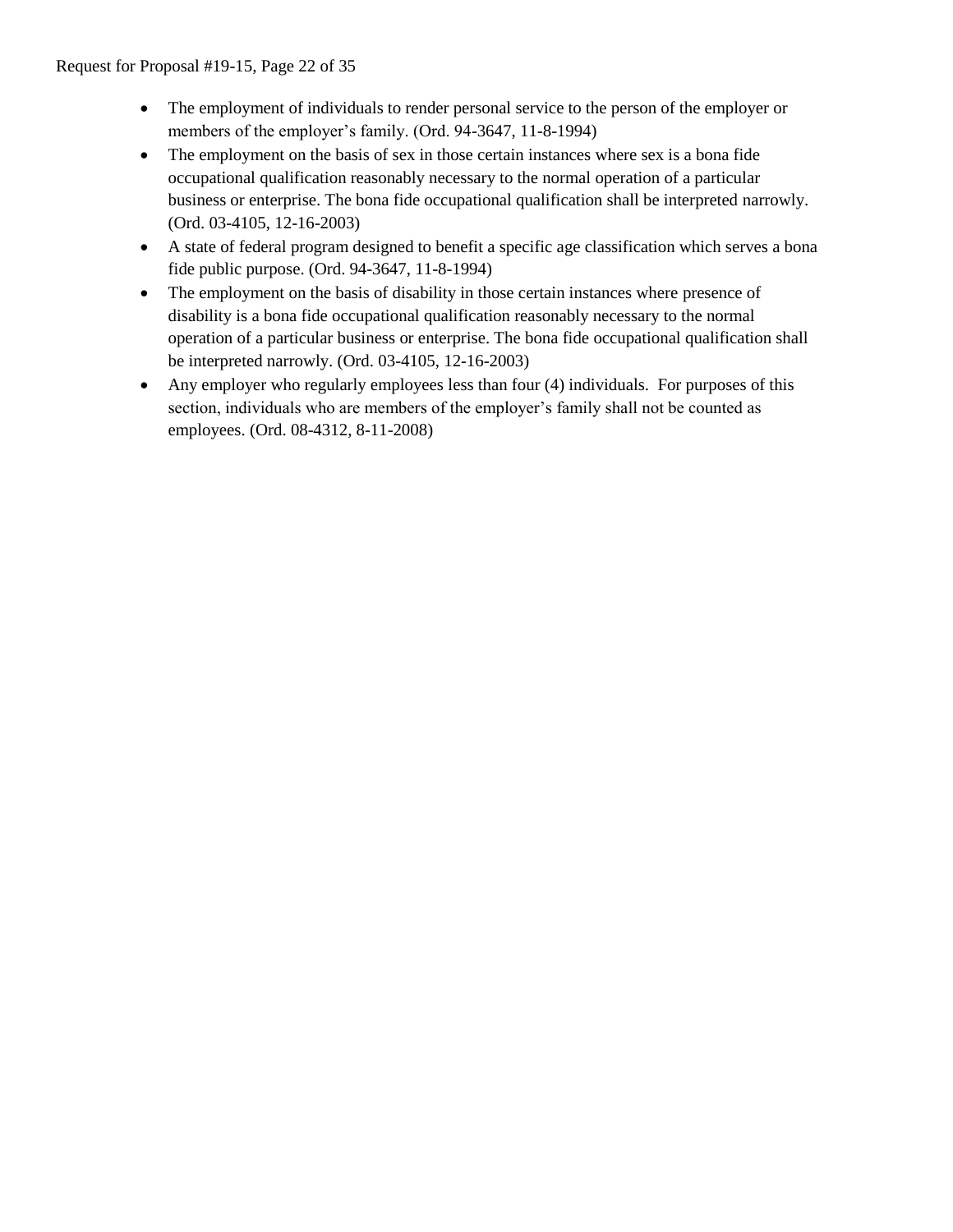- The employment of individuals to render personal service to the person of the employer or members of the employer's family. (Ord. 94-3647, 11-8-1994)
- The employment on the basis of sex in those certain instances where sex is a bona fide occupational qualification reasonably necessary to the normal operation of a particular business or enterprise. The bona fide occupational qualification shall be interpreted narrowly. (Ord. 03-4105, 12-16-2003)
- A state of federal program designed to benefit a specific age classification which serves a bona fide public purpose. (Ord. 94-3647, 11-8-1994)
- The employment on the basis of disability in those certain instances where presence of disability is a bona fide occupational qualification reasonably necessary to the normal operation of a particular business or enterprise. The bona fide occupational qualification shall be interpreted narrowly. (Ord. 03-4105, 12-16-2003)
- Any employer who regularly employees less than four (4) individuals. For purposes of this section, individuals who are members of the employer's family shall not be counted as employees. (Ord. 08-4312, 8-11-2008)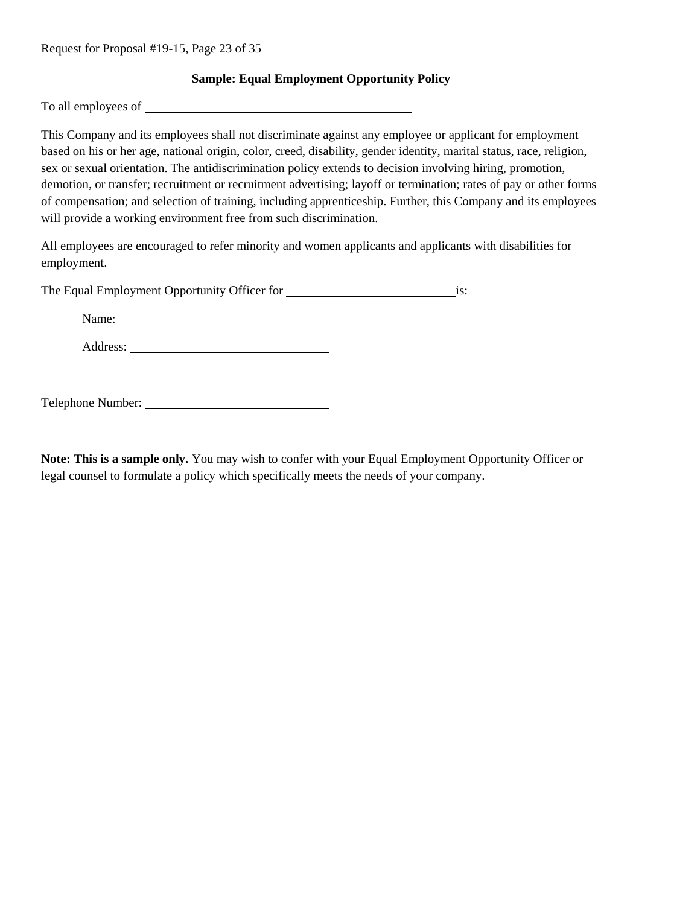## Sample: Equal Employment Opportunity Policy

To all employees of ____________________________________________

This Company and its employees shall not discriminate against any employee or applicant for employment based on his or her age, national origin, color, creed, disability, gender identity, marital status, race, religion, sex or sexual orientation. The antidiscrimination policy extends to decision involving hiring, promotion, demotion, or transfer; recruitment or recruitment advertising; layoff or termination; rates of pay or other forms of compensation; and selection of training, including apprenticeship. Further, this Company and its employees will provide a working environment free from such discrimination.

All employees are encouraged to refer minority and women applicants and applicants with disabilities for employment.

The Equal Employment Opportunity Officer for ____________________________ is:

Name: __________________________________

Address: ________________________________

__________________________________

Telephone Number: ______________________________

**Note: This is a sample only.** You may wish to confer with your Equal Employment Opportunity Officer or legal counsel to formulate a policy which specifically meets the needs of your company.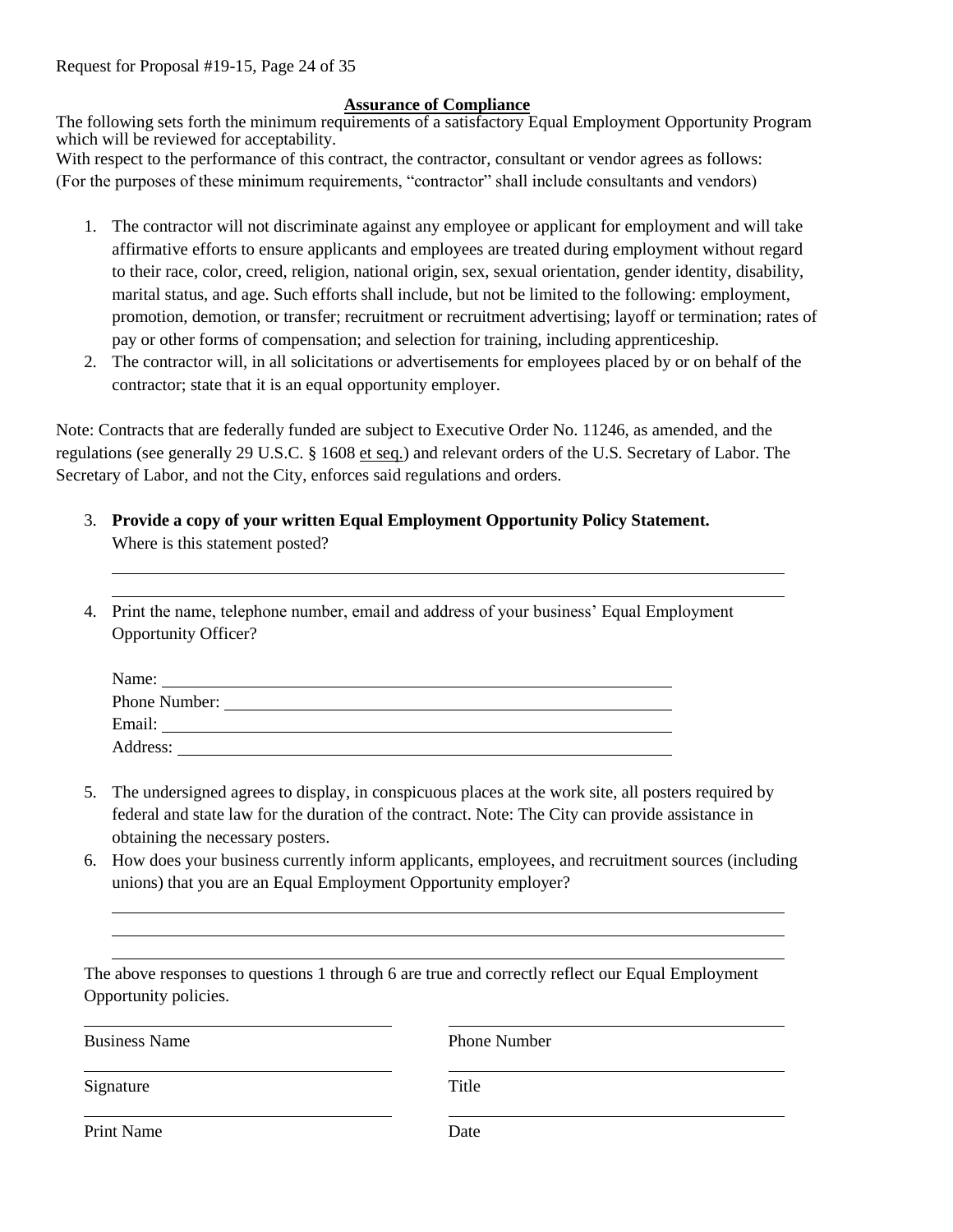## Assurance of Compliance

The following sets forth the minimum requirements of a satisfactory Equal Employment Opportunity Program which will be reviewed for acceptability.

With respect to the performance of this contract, the contractor, consultant or vendor agrees as follows: (For the purposes of these minimum requirements, "contractor" shall include consultants and vendors)

1. The contractor will not discriminate against any employee or applicant for employment and will take affirmative efforts to ensure applicants and employees are treated during employment without regard to their race, color, creed, religion, national origin, sex, sexual orientation, gender identity, disability, marital status, and age. Such efforts shall include, but not be limited to the following: employment, promotion, demotion, or transfer; recruitment or recruitment advertising; layoff or termination; rates of pay or other forms of compensation; and selection for training, including apprenticeship.
2. The contractor will, in all solicitations or advertisements for employees placed by or on behalf of the contractor; state that it is an equal opportunity employer.

Note: Contracts that are federally funded are subject to Executive Order No. 11246, as amended, and the regulations (see generally 29 U.S.C. § 1608 et seq.) and relevant orders of the U.S. Secretary of Labor. The Secretary of Labor, and not the City, enforces said regulations and orders.

3. **Provide a copy of your written Equal Employment Opportunity Policy Statement.** Where is this statement posted?

   \_\_\_\_\_\_\_\_\_\_\_\_\_\_\_\_\_\_\_\_\_\_\_\_\_\_\_\_\_\_\_\_\_\_\_\_\_\_\_\_\_\_\_\_\_\_\_\_\_\_\_\_\_\_\_\_\_\_\_\_

   \_\_\_\_\_\_\_\_\_\_\_\_\_\_\_\_\_\_\_\_\_\_\_\_\_\_\_\_\_\_\_\_\_\_\_\_\_\_\_\_\_\_\_\_\_\_\_\_\_\_\_\_\_\_\_\_\_\_\_\_

4. Print the name, telephone number, email and address of your business' Equal Employment Opportunity Officer?

   Name: \_\_\_\_\_\_\_\_\_\_\_\_\_\_\_\_\_\_\_\_\_\_\_\_\_\_\_\_\_\_\_\_\_\_\_\_\_\_\_\_\_\_\_\_

   Phone Number: \_\_\_\_\_\_\_\_\_\_\_\_\_\_\_\_\_\_\_\_\_\_\_\_\_\_\_\_\_\_\_\_\_\_\_\_\_\_

   Email: \_\_\_\_\_\_\_\_\_\_\_\_\_\_\_\_\_\_\_\_\_\_\_\_\_\_\_\_\_\_\_\_\_\_\_\_\_\_\_\_\_\_\_\_

   Address: \_\_\_\_\_\_\_\_\_\_\_\_\_\_\_\_\_\_\_\_\_\_\_\_\_\_\_\_\_\_\_\_\_\_\_\_\_\_\_\_\_\_

5. The undersigned agrees to display, in conspicuous places at the work site, all posters required by federal and state law for the duration of the contract. Note: The City can provide assistance in obtaining the necessary posters.
6. How does your business currently inform applicants, employees, and recruitment sources (including unions) that you are an Equal Employment Opportunity employer?

   \_\_\_\_\_\_\_\_\_\_\_\_\_\_\_\_\_\_\_\_\_\_\_\_\_\_\_\_\_\_\_\_\_\_\_\_\_\_\_\_\_\_\_\_\_\_\_\_\_\_\_\_\_\_\_\_\_\_\_\_

   \_\_\_\_\_\_\_\_\_\_\_\_\_\_\_\_\_\_\_\_\_\_\_\_\_\_\_\_\_\_\_\_\_\_\_\_\_\_\_\_\_\_\_\_\_\_\_\_\_\_\_\_\_\_\_\_\_\_\_\_

   \_\_\_\_\_\_\_\_\_\_\_\_\_\_\_\_\_\_\_\_\_\_\_\_\_\_\_\_\_\_\_\_\_\_\_\_\_\_\_\_\_\_\_\_\_\_\_\_\_\_\_\_\_\_\_\_\_\_\_\_

The above responses to questions 1 through 6 are true and correctly reflect our Equal Employment Opportunity policies.

| | |
|---|---|
| \_\_\_\_\_\_\_\_\_\_\_\_\_\_\_\_\_\_\_\_\_\_\_\_ | \_\_\_\_\_\_\_\_\_\_\_\_\_\_\_\_\_\_\_\_\_\_\_\_ |
| Business Name | Phone Number |
| \_\_\_\_\_\_\_\_\_\_\_\_\_\_\_\_\_\_\_\_\_\_\_\_ | \_\_\_\_\_\_\_\_\_\_\_\_\_\_\_\_\_\_\_\_\_\_\_\_ |
| Signature | Title |
| \_\_\_\_\_\_\_\_\_\_\_\_\_\_\_\_\_\_\_\_\_\_\_\_ | \_\_\_\_\_\_\_\_\_\_\_\_\_\_\_\_\_\_\_\_\_\_\_\_ |
| Print Name | Date |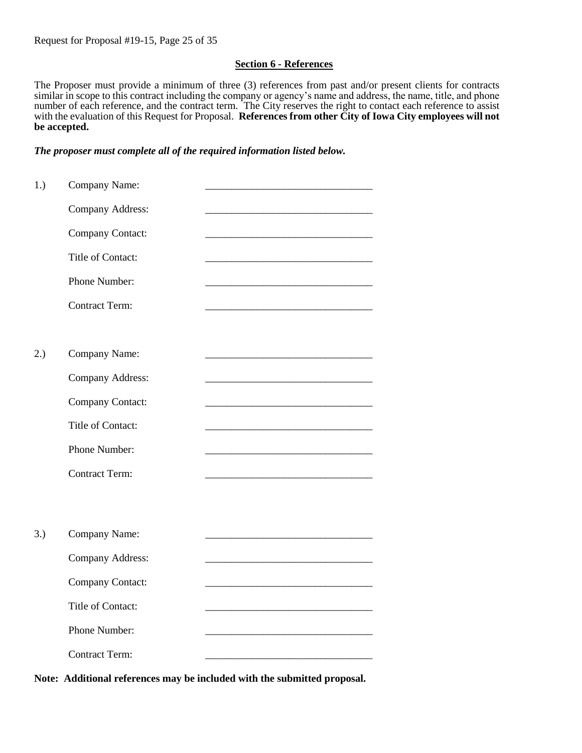## Section 6 - References

The Proposer must provide a minimum of three (3) references from past and/or present clients for contracts similar in scope to this contract including the company or agency's name and address, the name, title, and phone number of each reference, and the contract term. The City reserves the right to contact each reference to assist with the evaluation of this Request for Proposal. **References from other City of Iowa City employees will not be accepted.**

***The proposer must complete all of the required information listed below.***

1.) Company Name: ________________________________

Company Address: ________________________________

Company Contact: ________________________________

Title of Contact: ________________________________

Phone Number: ________________________________

Contract Term: ________________________________

2.) Company Name: ________________________________

Company Address: ________________________________

Company Contact: ________________________________

Title of Contact: ________________________________

Phone Number: ________________________________

Contract Term: ________________________________

3.) Company Name: ________________________________

Company Address: ________________________________

Company Contact: ________________________________

Title of Contact: ________________________________

Phone Number: ________________________________

Contract Term: ________________________________

**Note: Additional references may be included with the submitted proposal.**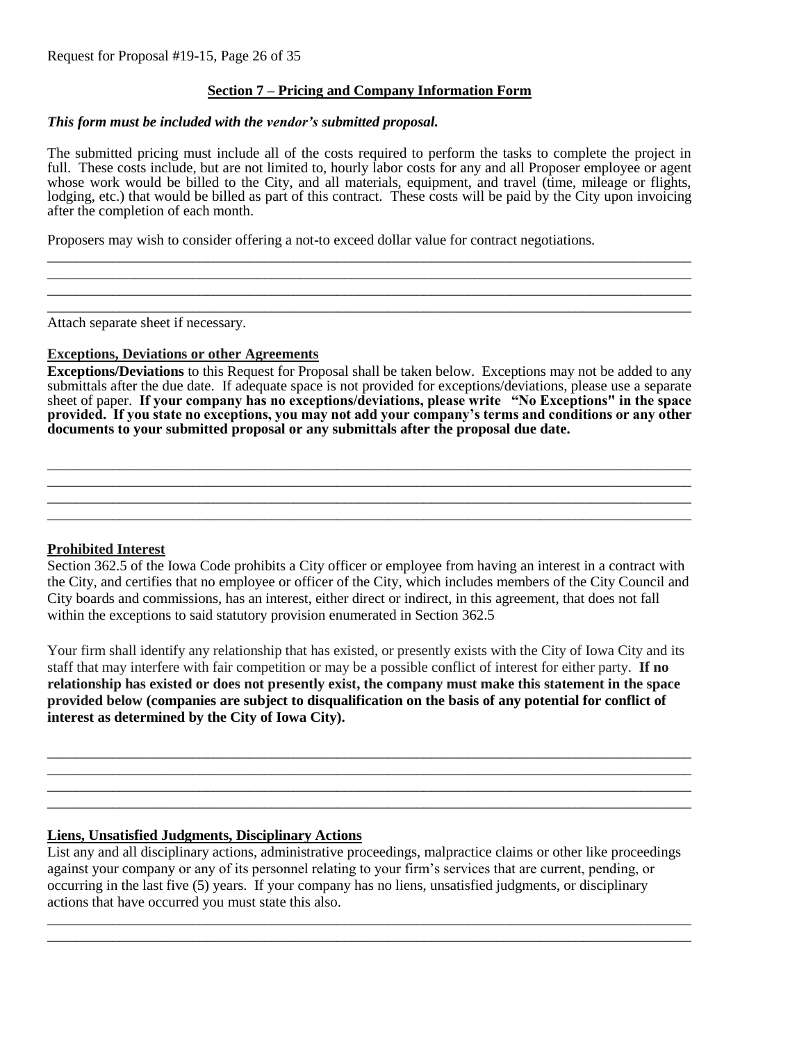## Section 7 – Pricing and Company Information Form

***This form must be included with the vendor's submitted proposal.***

The submitted pricing must include all of the costs required to perform the tasks to complete the project in full. These costs include, but are not limited to, hourly labor costs for any and all Proposer employee or agent whose work would be billed to the City, and all materials, equipment, and travel (time, mileage or flights, lodging, etc.) that would be billed as part of this contract. These costs will be paid by the City upon invoicing after the completion of each month.

Proposers may wish to consider offering a not-to exceed dollar value for contract negotiations.

______________________________________________________________________________________

______________________________________________________________________________________

______________________________________________________________________________________

______________________________________________________________________________________

Attach separate sheet if necessary.

### Exceptions, Deviations or other Agreements

**Exceptions/Deviations** to this Request for Proposal shall be taken below. Exceptions may not be added to any submittals after the due date. If adequate space is not provided for exceptions/deviations, please use a separate sheet of paper. **If your company has no exceptions/deviations, please write "No Exceptions" in the space provided. If you state no exceptions, you may not add your company's terms and conditions or any other documents to your submitted proposal or any submittals after the proposal due date.**

______________________________________________________________________________________

______________________________________________________________________________________

______________________________________________________________________________________

______________________________________________________________________________________

### Prohibited Interest

Section 362.5 of the Iowa Code prohibits a City officer or employee from having an interest in a contract with the City, and certifies that no employee or officer of the City, which includes members of the City Council and City boards and commissions, has an interest, either direct or indirect, in this agreement, that does not fall within the exceptions to said statutory provision enumerated in Section 362.5

Your firm shall identify any relationship that has existed, or presently exists with the City of Iowa City and its staff that may interfere with fair competition or may be a possible conflict of interest for either party. **If no relationship has existed or does not presently exist, the company must make this statement in the space provided below (companies are subject to disqualification on the basis of any potential for conflict of interest as determined by the City of Iowa City).**

______________________________________________________________________________________

______________________________________________________________________________________

______________________________________________________________________________________

______________________________________________________________________________________

### Liens, Unsatisfied Judgments, Disciplinary Actions

List any and all disciplinary actions, administrative proceedings, malpractice claims or other like proceedings against your company or any of its personnel relating to your firm's services that are current, pending, or occurring in the last five (5) years. If your company has no liens, unsatisfied judgments, or disciplinary actions that have occurred you must state this also.

______________________________________________________________________________________

______________________________________________________________________________________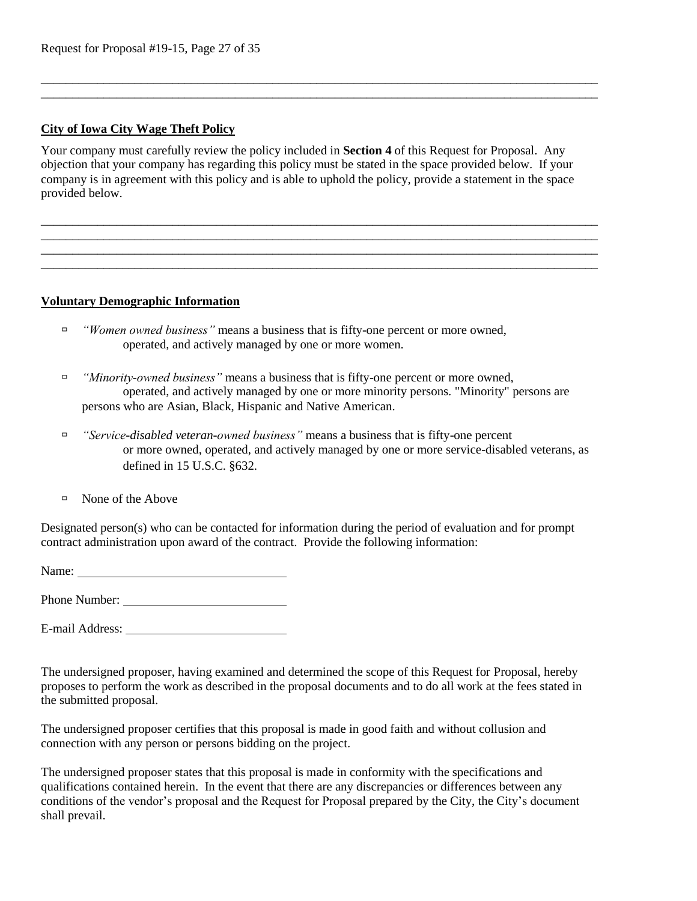\_\_\_\_\_\_\_\_\_\_\_\_\_\_\_\_\_\_\_\_\_\_\_\_\_\_\_\_\_\_\_\_\_\_\_\_\_\_\_\_\_\_\_\_\_\_\_\_\_\_\_\_\_\_\_\_\_\_\_\_\_\_\_\_\_\_\_\_\_\_\_\_\_\_\_\_\_\_
\_\_\_\_\_\_\_\_\_\_\_\_\_\_\_\_\_\_\_\_\_\_\_\_\_\_\_\_\_\_\_\_\_\_\_\_\_\_\_\_\_\_\_\_\_\_\_\_\_\_\_\_\_\_\_\_\_\_\_\_\_\_\_\_\_\_\_\_\_\_\_\_\_\_\_\_\_\_

**City of Iowa City Wage Theft Policy**

Your company must carefully review the policy included in **Section 4** of this Request for Proposal. Any objection that your company has regarding this policy must be stated in the space provided below. If your company is in agreement with this policy and is able to uphold the policy, provide a statement in the space provided below.

\_\_\_\_\_\_\_\_\_\_\_\_\_\_\_\_\_\_\_\_\_\_\_\_\_\_\_\_\_\_\_\_\_\_\_\_\_\_\_\_\_\_\_\_\_\_\_\_\_\_\_\_\_\_\_\_\_\_\_\_\_\_\_\_\_\_\_\_\_\_\_\_\_\_\_\_\_\_
\_\_\_\_\_\_\_\_\_\_\_\_\_\_\_\_\_\_\_\_\_\_\_\_\_\_\_\_\_\_\_\_\_\_\_\_\_\_\_\_\_\_\_\_\_\_\_\_\_\_\_\_\_\_\_\_\_\_\_\_\_\_\_\_\_\_\_\_\_\_\_\_\_\_\_\_\_\_
\_\_\_\_\_\_\_\_\_\_\_\_\_\_\_\_\_\_\_\_\_\_\_\_\_\_\_\_\_\_\_\_\_\_\_\_\_\_\_\_\_\_\_\_\_\_\_\_\_\_\_\_\_\_\_\_\_\_\_\_\_\_\_\_\_\_\_\_\_\_\_\_\_\_\_\_\_\_
\_\_\_\_\_\_\_\_\_\_\_\_\_\_\_\_\_\_\_\_\_\_\_\_\_\_\_\_\_\_\_\_\_\_\_\_\_\_\_\_\_\_\_\_\_\_\_\_\_\_\_\_\_\_\_\_\_\_\_\_\_\_\_\_\_\_\_\_\_\_\_\_\_\_\_\_\_\_

**Voluntary Demographic Information**

- ☐ *"Women owned business"* means a business that is fifty-one percent or more owned, operated, and actively managed by one or more women.
- ☐ *"Minority-owned business"* means a business that is fifty-one percent or more owned, operated, and actively managed by one or more minority persons. "Minority" persons are persons who are Asian, Black, Hispanic and Native American.
- ☐ *"Service-disabled veteran-owned business"* means a business that is fifty-one percent or more owned, operated, and actively managed by one or more service-disabled veterans, as defined in 15 U.S.C. §632.
- ☐ None of the Above

Designated person(s) who can be contacted for information during the period of evaluation and for prompt contract administration upon award of the contract. Provide the following information:

Name: \_\_\_\_\_\_\_\_\_\_\_\_\_\_\_\_\_\_\_\_\_\_\_\_\_\_\_\_\_\_

Phone Number: \_\_\_\_\_\_\_\_\_\_\_\_\_\_\_\_\_\_\_\_\_\_\_\_

E-mail Address: \_\_\_\_\_\_\_\_\_\_\_\_\_\_\_\_\_\_\_\_\_\_\_\_

The undersigned proposer, having examined and determined the scope of this Request for Proposal, hereby proposes to perform the work as described in the proposal documents and to do all work at the fees stated in the submitted proposal.

The undersigned proposer certifies that this proposal is made in good faith and without collusion and connection with any person or persons bidding on the project.

The undersigned proposer states that this proposal is made in conformity with the specifications and qualifications contained herein. In the event that there are any discrepancies or differences between any conditions of the vendor's proposal and the Request for Proposal prepared by the City, the City's document shall prevail.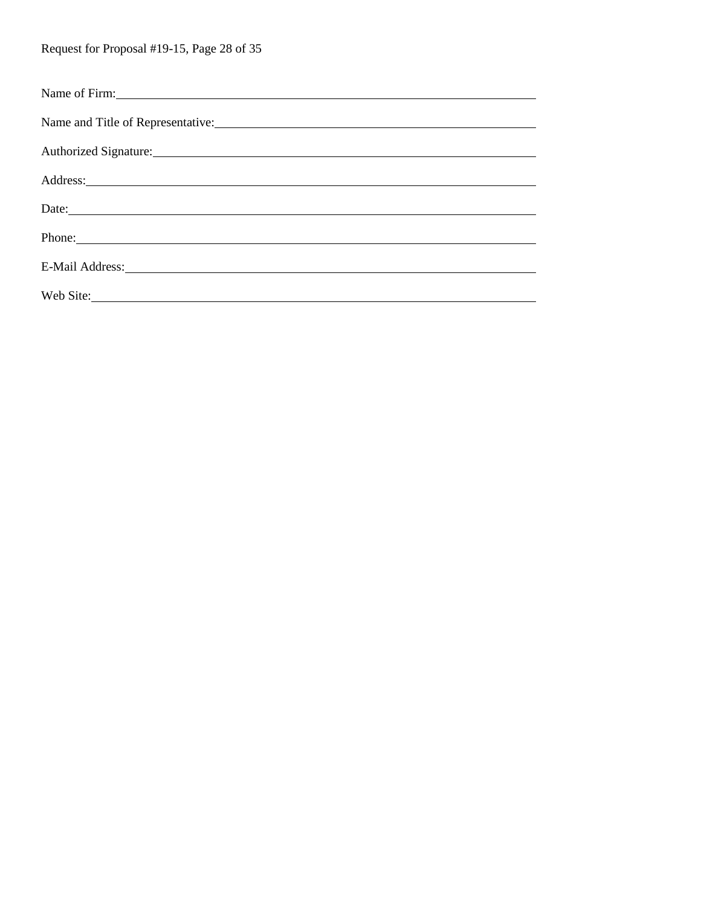Name of Firm: ______________________________________________

Name and Title of Representative: ______________________________

Authorized Signature: ________________________________________

Address: __________________________________________________

Date: _____________________________________________________

Phone: ____________________________________________________

E-Mail Address: _____________________________________________

Web Site: __________________________________________________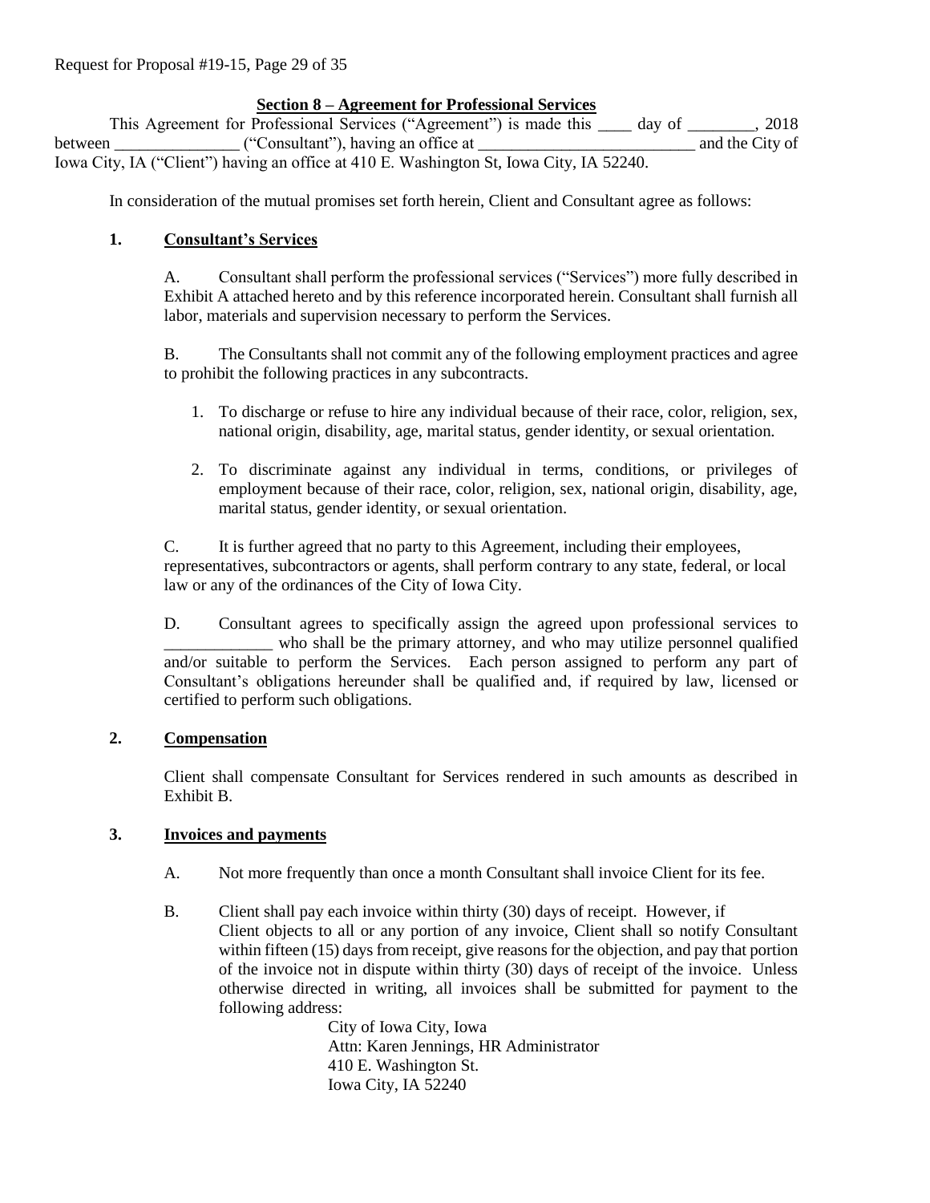## Section 8 – Agreement for Professional Services

This Agreement for Professional Services ("Agreement") is made this ____ day of ________, 2018 between _______________ ("Consultant"), having an office at __________________________ and the City of Iowa City, IA ("Client") having an office at 410 E. Washington St, Iowa City, IA 52240.

In consideration of the mutual promises set forth herein, Client and Consultant agree as follows:

### 1. Consultant's Services

A. Consultant shall perform the professional services ("Services") more fully described in Exhibit A attached hereto and by this reference incorporated herein. Consultant shall furnish all labor, materials and supervision necessary to perform the Services.

B. The Consultants shall not commit any of the following employment practices and agree to prohibit the following practices in any subcontracts.

1. To discharge or refuse to hire any individual because of their race, color, religion, sex, national origin, disability, age, marital status, gender identity, or sexual orientation.
2. To discriminate against any individual in terms, conditions, or privileges of employment because of their race, color, religion, sex, national origin, disability, age, marital status, gender identity, or sexual orientation.

C. It is further agreed that no party to this Agreement, including their employees, representatives, subcontractors or agents, shall perform contrary to any state, federal, or local law or any of the ordinances of the City of Iowa City.

D. Consultant agrees to specifically assign the agreed upon professional services to _____________ who shall be the primary attorney, and who may utilize personnel qualified and/or suitable to perform the Services. Each person assigned to perform any part of Consultant's obligations hereunder shall be qualified and, if required by law, licensed or certified to perform such obligations.

### 2. Compensation

Client shall compensate Consultant for Services rendered in such amounts as described in Exhibit B.

### 3. Invoices and payments

A. Not more frequently than once a month Consultant shall invoice Client for its fee.

B. Client shall pay each invoice within thirty (30) days of receipt. However, if Client objects to all or any portion of any invoice, Client shall so notify Consultant within fifteen (15) days from receipt, give reasons for the objection, and pay that portion of the invoice not in dispute within thirty (30) days of receipt of the invoice. Unless otherwise directed in writing, all invoices shall be submitted for payment to the following address:

City of Iowa City, Iowa
Attn: Karen Jennings, HR Administrator
410 E. Washington St.
Iowa City, IA 52240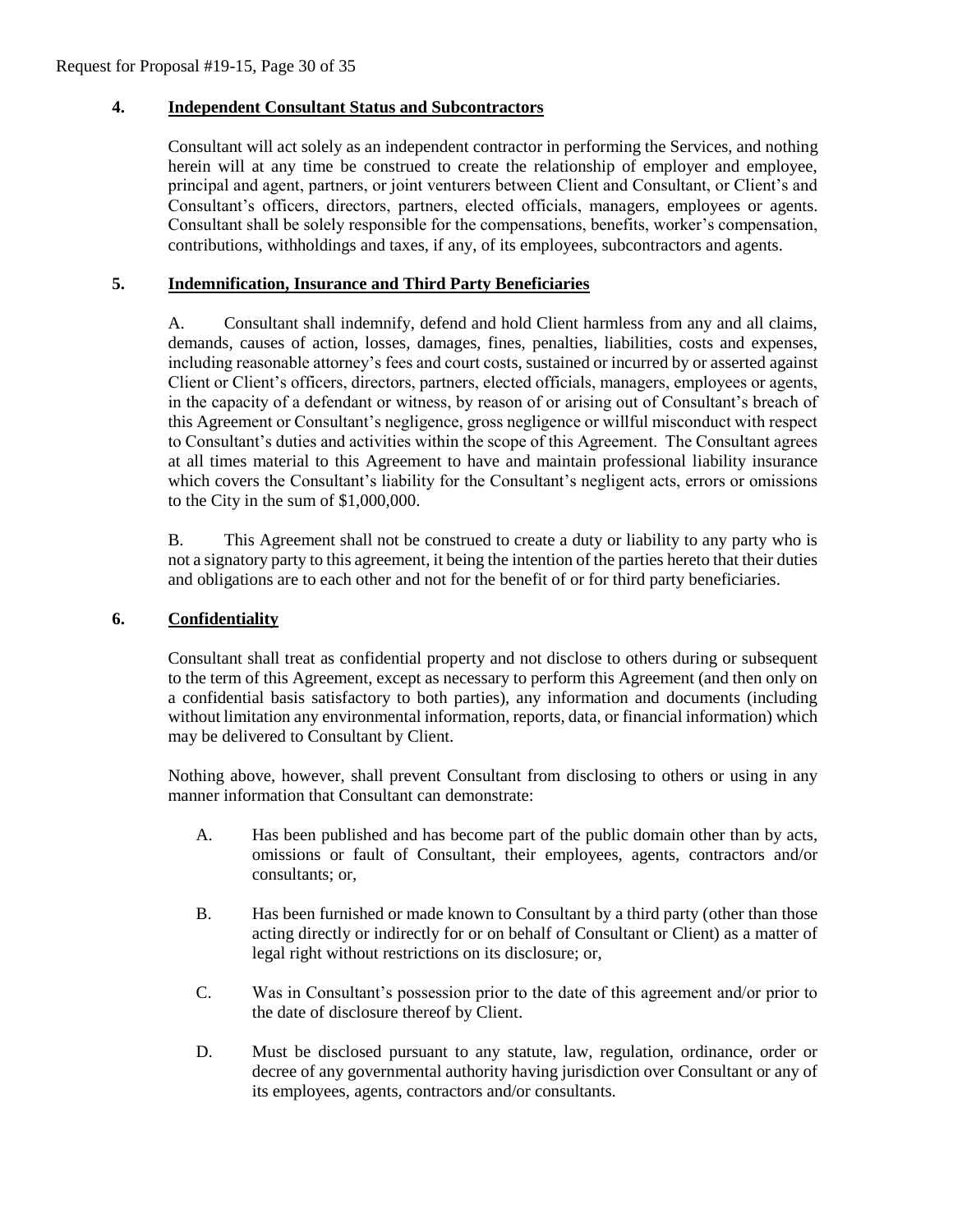### 4. Independent Consultant Status and Subcontractors

Consultant will act solely as an independent contractor in performing the Services, and nothing herein will at any time be construed to create the relationship of employer and employee, principal and agent, partners, or joint venturers between Client and Consultant, or Client's and Consultant's officers, directors, partners, elected officials, managers, employees or agents. Consultant shall be solely responsible for the compensations, benefits, worker's compensation, contributions, withholdings and taxes, if any, of its employees, subcontractors and agents.

### 5. Indemnification, Insurance and Third Party Beneficiaries

A. Consultant shall indemnify, defend and hold Client harmless from any and all claims, demands, causes of action, losses, damages, fines, penalties, liabilities, costs and expenses, including reasonable attorney's fees and court costs, sustained or incurred by or asserted against Client or Client's officers, directors, partners, elected officials, managers, employees or agents, in the capacity of a defendant or witness, by reason of or arising out of Consultant's breach of this Agreement or Consultant's negligence, gross negligence or willful misconduct with respect to Consultant's duties and activities within the scope of this Agreement. The Consultant agrees at all times material to this Agreement to have and maintain professional liability insurance which covers the Consultant's liability for the Consultant's negligent acts, errors or omissions to the City in the sum of $1,000,000.

B. This Agreement shall not be construed to create a duty or liability to any party who is not a signatory party to this agreement, it being the intention of the parties hereto that their duties and obligations are to each other and not for the benefit of or for third party beneficiaries.

### 6. Confidentiality

Consultant shall treat as confidential property and not disclose to others during or subsequent to the term of this Agreement, except as necessary to perform this Agreement (and then only on a confidential basis satisfactory to both parties), any information and documents (including without limitation any environmental information, reports, data, or financial information) which may be delivered to Consultant by Client.

Nothing above, however, shall prevent Consultant from disclosing to others or using in any manner information that Consultant can demonstrate:

A. Has been published and has become part of the public domain other than by acts, omissions or fault of Consultant, their employees, agents, contractors and/or consultants; or,

B. Has been furnished or made known to Consultant by a third party (other than those acting directly or indirectly for or on behalf of Consultant or Client) as a matter of legal right without restrictions on its disclosure; or,

C. Was in Consultant's possession prior to the date of this agreement and/or prior to the date of disclosure thereof by Client.

D. Must be disclosed pursuant to any statute, law, regulation, ordinance, order or decree of any governmental authority having jurisdiction over Consultant or any of its employees, agents, contractors and/or consultants.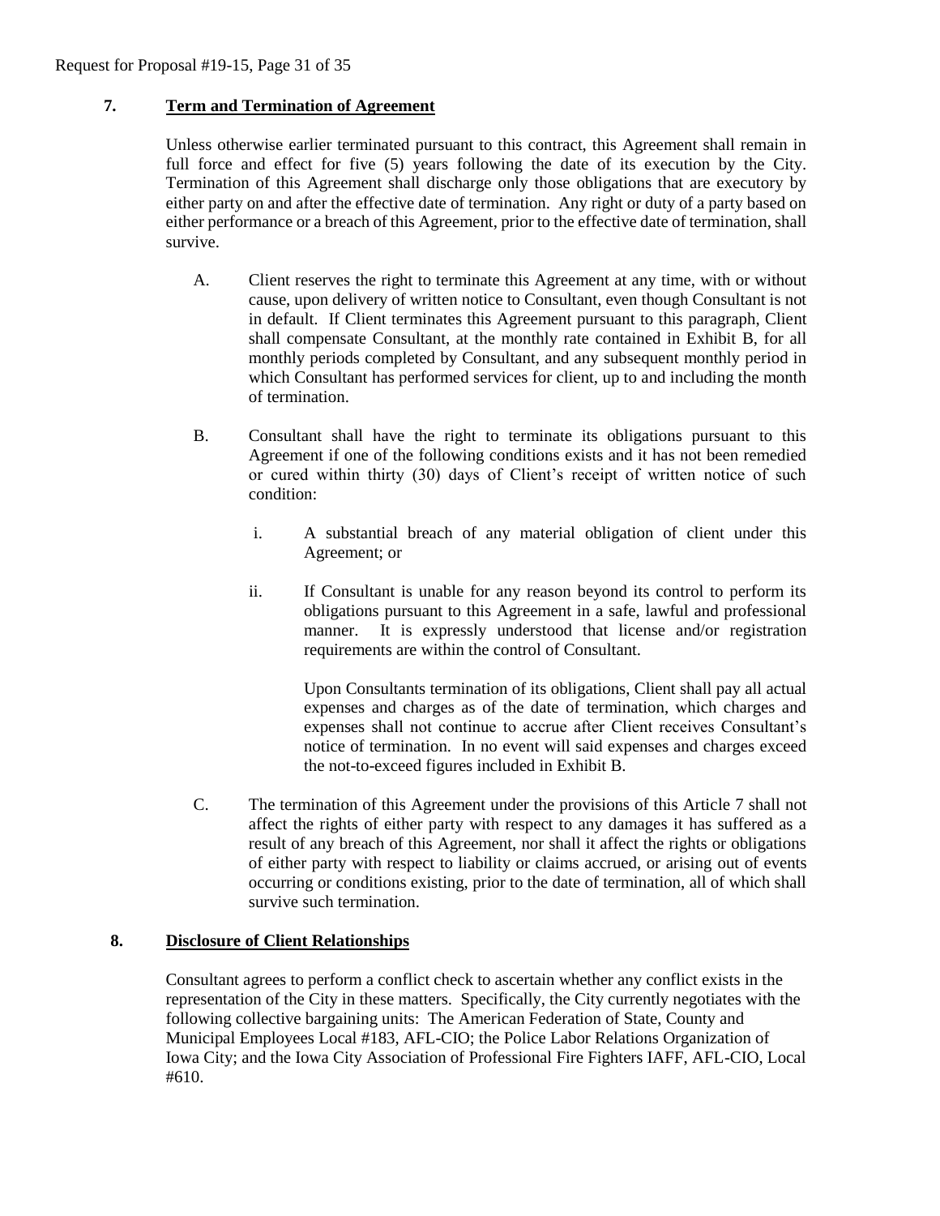## 7. Term and Termination of Agreement

Unless otherwise earlier terminated pursuant to this contract, this Agreement shall remain in full force and effect for five (5) years following the date of its execution by the City. Termination of this Agreement shall discharge only those obligations that are executory by either party on and after the effective date of termination. Any right or duty of a party based on either performance or a breach of this Agreement, prior to the effective date of termination, shall survive.

A. Client reserves the right to terminate this Agreement at any time, with or without cause, upon delivery of written notice to Consultant, even though Consultant is not in default. If Client terminates this Agreement pursuant to this paragraph, Client shall compensate Consultant, at the monthly rate contained in Exhibit B, for all monthly periods completed by Consultant, and any subsequent monthly period in which Consultant has performed services for client, up to and including the month of termination.

B. Consultant shall have the right to terminate its obligations pursuant to this Agreement if one of the following conditions exists and it has not been remedied or cured within thirty (30) days of Client's receipt of written notice of such condition:

   i. A substantial breach of any material obligation of client under this Agreement; or

   ii. If Consultant is unable for any reason beyond its control to perform its obligations pursuant to this Agreement in a safe, lawful and professional manner. It is expressly understood that license and/or registration requirements are within the control of Consultant.

   Upon Consultants termination of its obligations, Client shall pay all actual expenses and charges as of the date of termination, which charges and expenses shall not continue to accrue after Client receives Consultant's notice of termination. In no event will said expenses and charges exceed the not-to-exceed figures included in Exhibit B.

C. The termination of this Agreement under the provisions of this Article 7 shall not affect the rights of either party with respect to any damages it has suffered as a result of any breach of this Agreement, nor shall it affect the rights or obligations of either party with respect to liability or claims accrued, or arising out of events occurring or conditions existing, prior to the date of termination, all of which shall survive such termination.

## 8. Disclosure of Client Relationships

Consultant agrees to perform a conflict check to ascertain whether any conflict exists in the representation of the City in these matters. Specifically, the City currently negotiates with the following collective bargaining units: The American Federation of State, County and Municipal Employees Local #183, AFL-CIO; the Police Labor Relations Organization of Iowa City; and the Iowa City Association of Professional Fire Fighters IAFF, AFL-CIO, Local #610.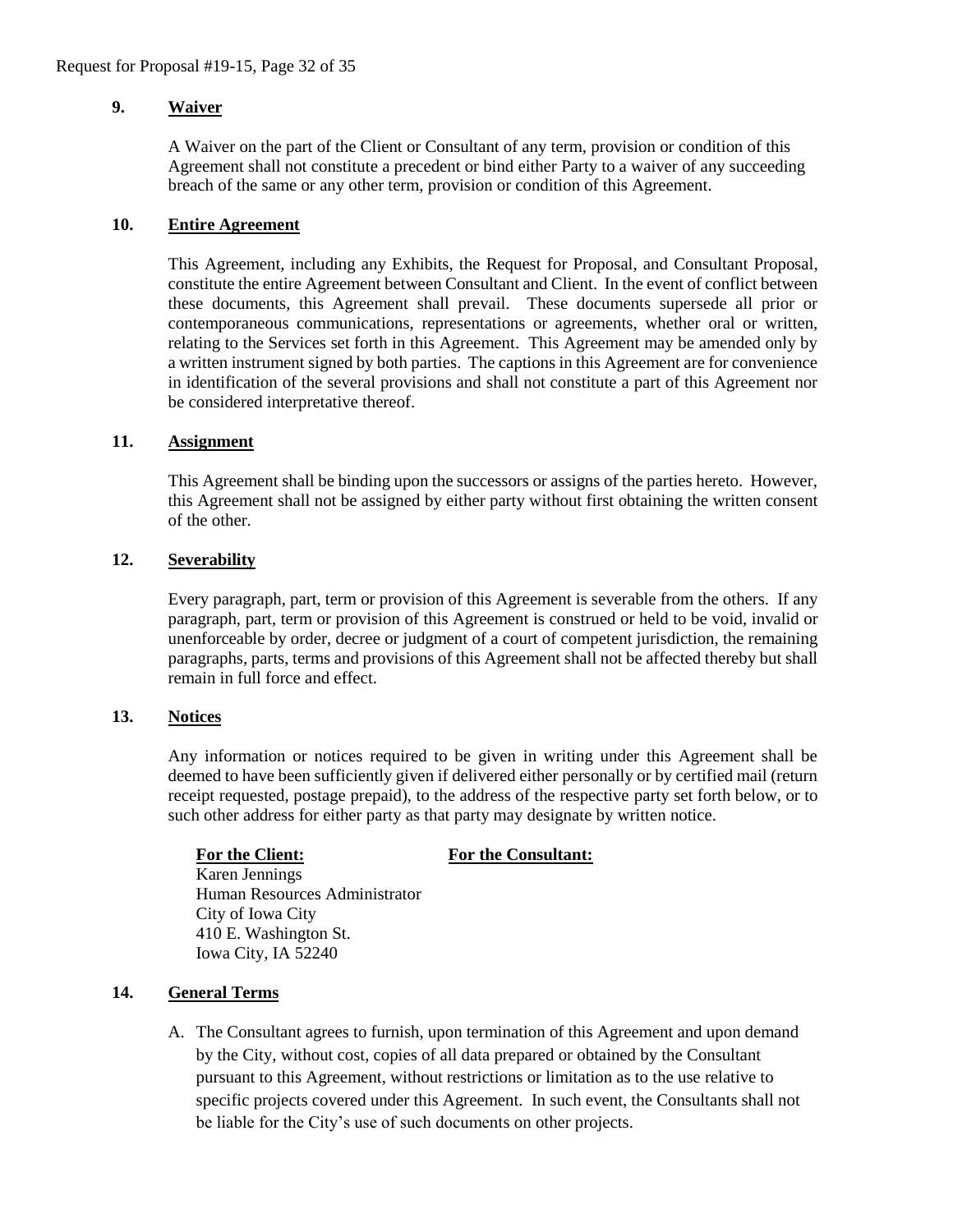### 9. Waiver

A Waiver on the part of the Client or Consultant of any term, provision or condition of this Agreement shall not constitute a precedent or bind either Party to a waiver of any succeeding breach of the same or any other term, provision or condition of this Agreement.

### 10. Entire Agreement

This Agreement, including any Exhibits, the Request for Proposal, and Consultant Proposal, constitute the entire Agreement between Consultant and Client. In the event of conflict between these documents, this Agreement shall prevail. These documents supersede all prior or contemporaneous communications, representations or agreements, whether oral or written, relating to the Services set forth in this Agreement. This Agreement may be amended only by a written instrument signed by both parties. The captions in this Agreement are for convenience in identification of the several provisions and shall not constitute a part of this Agreement nor be considered interpretative thereof.

### 11. Assignment

This Agreement shall be binding upon the successors or assigns of the parties hereto. However, this Agreement shall not be assigned by either party without first obtaining the written consent of the other.

### 12. Severability

Every paragraph, part, term or provision of this Agreement is severable from the others. If any paragraph, part, term or provision of this Agreement is construed or held to be void, invalid or unenforceable by order, decree or judgment of a court of competent jurisdiction, the remaining paragraphs, parts, terms and provisions of this Agreement shall not be affected thereby but shall remain in full force and effect.

### 13. Notices

Any information or notices required to be given in writing under this Agreement shall be deemed to have been sufficiently given if delivered either personally or by certified mail (return receipt requested, postage prepaid), to the address of the respective party set forth below, or to such other address for either party as that party may designate by written notice.

| **For the Client:** | **For the Consultant:** |
|---|---|
| Karen Jennings<br>Human Resources Administrator<br>City of Iowa City<br>410 E. Washington St.<br>Iowa City, IA 52240 | |

### 14. General Terms

A. The Consultant agrees to furnish, upon termination of this Agreement and upon demand by the City, without cost, copies of all data prepared or obtained by the Consultant pursuant to this Agreement, without restrictions or limitation as to the use relative to specific projects covered under this Agreement. In such event, the Consultants shall not be liable for the City's use of such documents on other projects.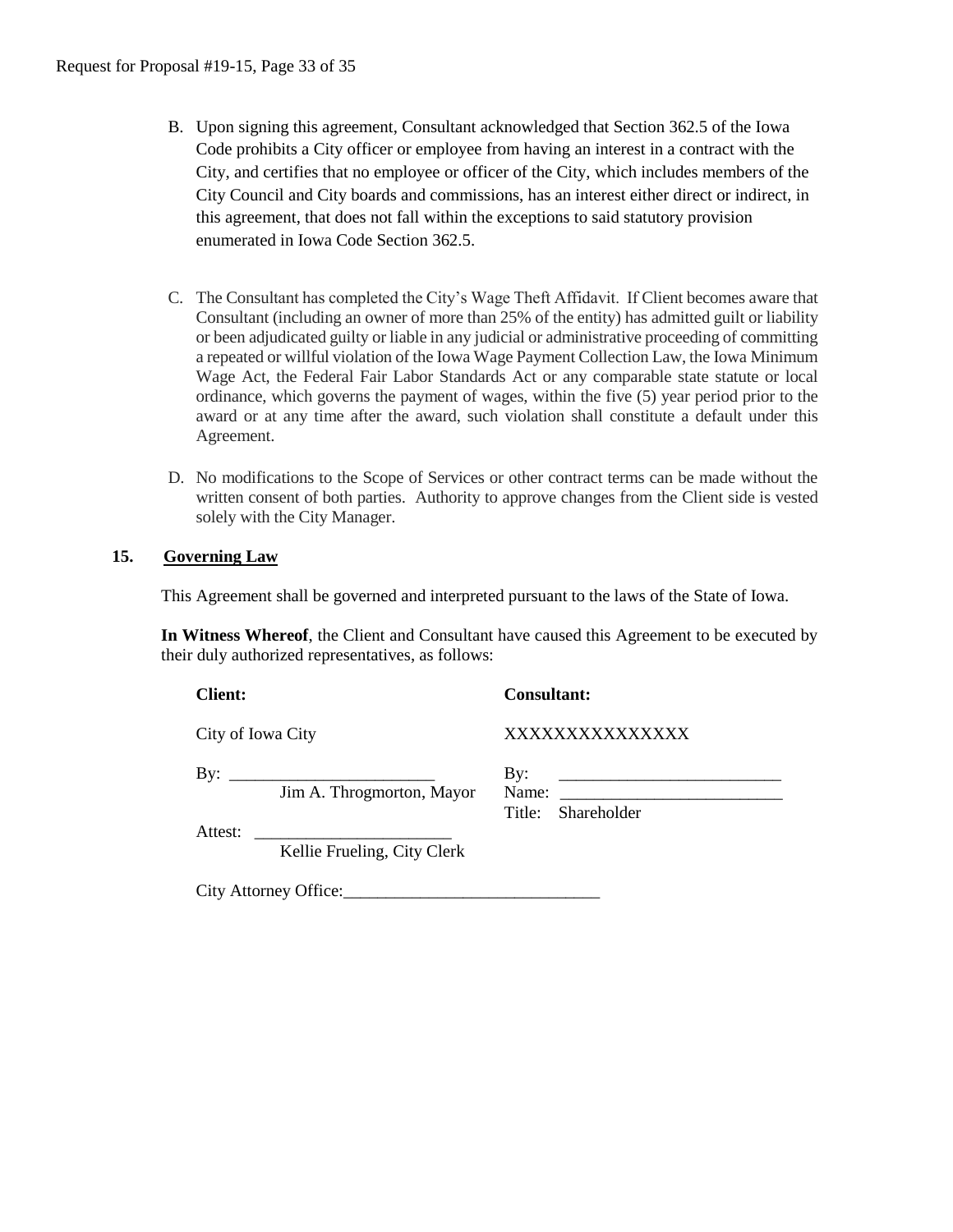B. Upon signing this agreement, Consultant acknowledged that Section 362.5 of the Iowa Code prohibits a City officer or employee from having an interest in a contract with the City, and certifies that no employee or officer of the City, which includes members of the City Council and City boards and commissions, has an interest either direct or indirect, in this agreement, that does not fall within the exceptions to said statutory provision enumerated in Iowa Code Section 362.5.

C. The Consultant has completed the City's Wage Theft Affidavit. If Client becomes aware that Consultant (including an owner of more than 25% of the entity) has admitted guilt or liability or been adjudicated guilty or liable in any judicial or administrative proceeding of committing a repeated or willful violation of the Iowa Wage Payment Collection Law, the Iowa Minimum Wage Act, the Federal Fair Labor Standards Act or any comparable state statute or local ordinance, which governs the payment of wages, within the five (5) year period prior to the award or at any time after the award, such violation shall constitute a default under this Agreement.

D. No modifications to the Scope of Services or other contract terms can be made without the written consent of both parties. Authority to approve changes from the Client side is vested solely with the City Manager.

**15. Governing Law**

This Agreement shall be governed and interpreted pursuant to the laws of the State of Iowa.

**In Witness Whereof**, the Client and Consultant have caused this Agreement to be executed by their duly authorized representatives, as follows:

**Client:**

City of Iowa City

By: ________________________
Jim A. Throgmorton, Mayor

Attest: ______________________
Kellie Frueling, City Clerk

**Consultant:**

XXXXXXXXXXXXXXX

By: __________________________
Name: __________________________
Title: Shareholder

City Attorney Office:______________________________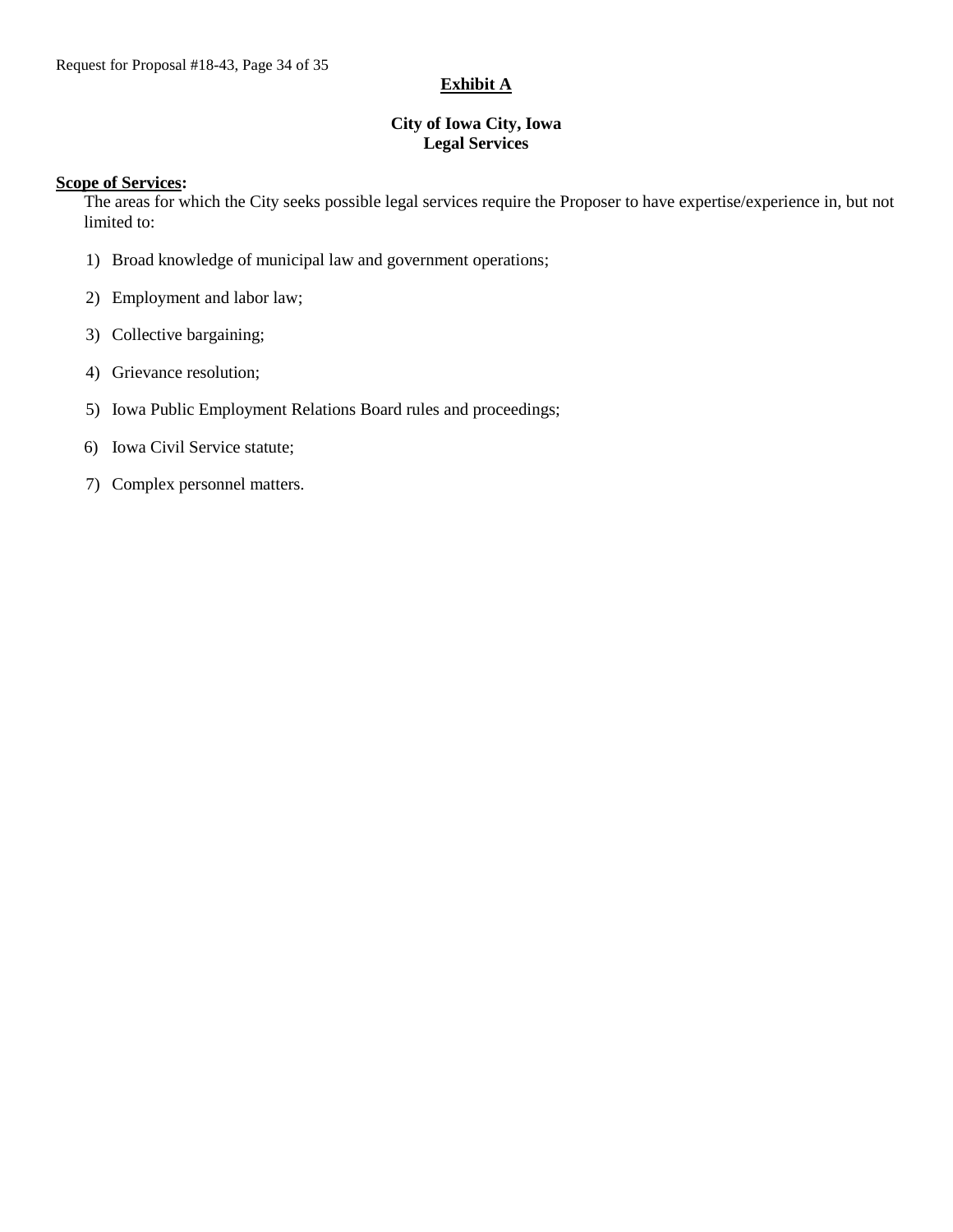## Exhibit A

### City of Iowa City, Iowa
### Legal Services

**Scope of Services:**

The areas for which the City seeks possible legal services require the Proposer to have expertise/experience in, but not limited to:

1) Broad knowledge of municipal law and government operations;
2) Employment and labor law;
3) Collective bargaining;
4) Grievance resolution;
5) Iowa Public Employment Relations Board rules and proceedings;
6) Iowa Civil Service statute;
7) Complex personnel matters.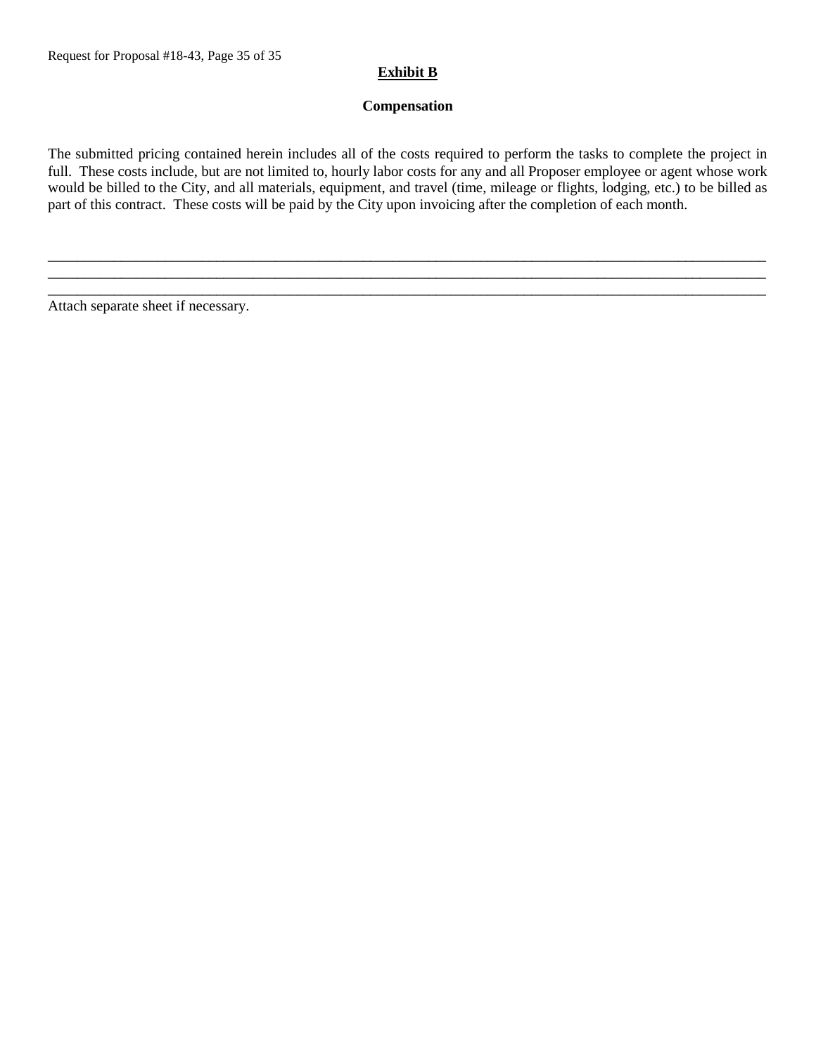## Exhibit B

**Compensation**

The submitted pricing contained herein includes all of the costs required to perform the tasks to complete the project in full. These costs include, but are not limited to, hourly labor costs for any and all Proposer employee or agent whose work would be billed to the City, and all materials, equipment, and travel (time, mileage or flights, lodging, etc.) to be billed as part of this contract. These costs will be paid by the City upon invoicing after the completion of each month.

\_\_\_\_\_\_\_\_\_\_\_\_\_\_\_\_\_\_\_\_\_\_\_\_\_\_\_\_\_\_\_\_\_\_\_\_\_\_\_\_\_\_\_\_\_\_\_\_\_\_\_\_\_\_\_\_\_\_\_\_\_\_\_\_\_\_\_\_\_\_\_\_\_\_\_\_\_\_\_\_\_\_\_\_

\_\_\_\_\_\_\_\_\_\_\_\_\_\_\_\_\_\_\_\_\_\_\_\_\_\_\_\_\_\_\_\_\_\_\_\_\_\_\_\_\_\_\_\_\_\_\_\_\_\_\_\_\_\_\_\_\_\_\_\_\_\_\_\_\_\_\_\_\_\_\_\_\_\_\_\_\_\_\_\_\_\_\_\_

\_\_\_\_\_\_\_\_\_\_\_\_\_\_\_\_\_\_\_\_\_\_\_\_\_\_\_\_\_\_\_\_\_\_\_\_\_\_\_\_\_\_\_\_\_\_\_\_\_\_\_\_\_\_\_\_\_\_\_\_\_\_\_\_\_\_\_\_\_\_\_\_\_\_\_\_\_\_\_\_\_\_\_\_

Attach separate sheet if necessary.